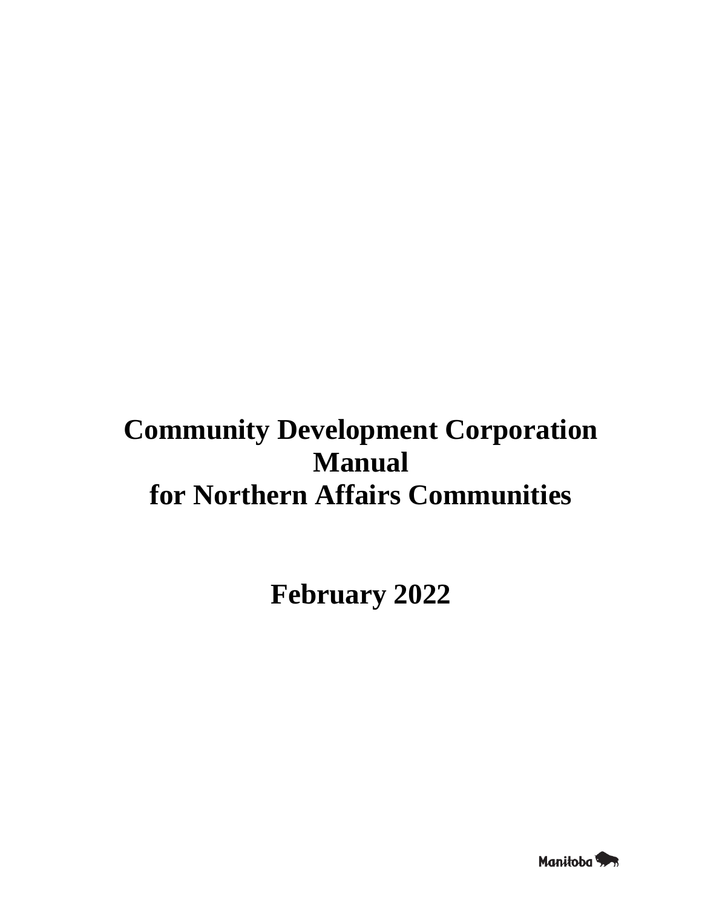# Community Development Corporation Manual for Northern Affairs Communities

## February 2022

Manitoba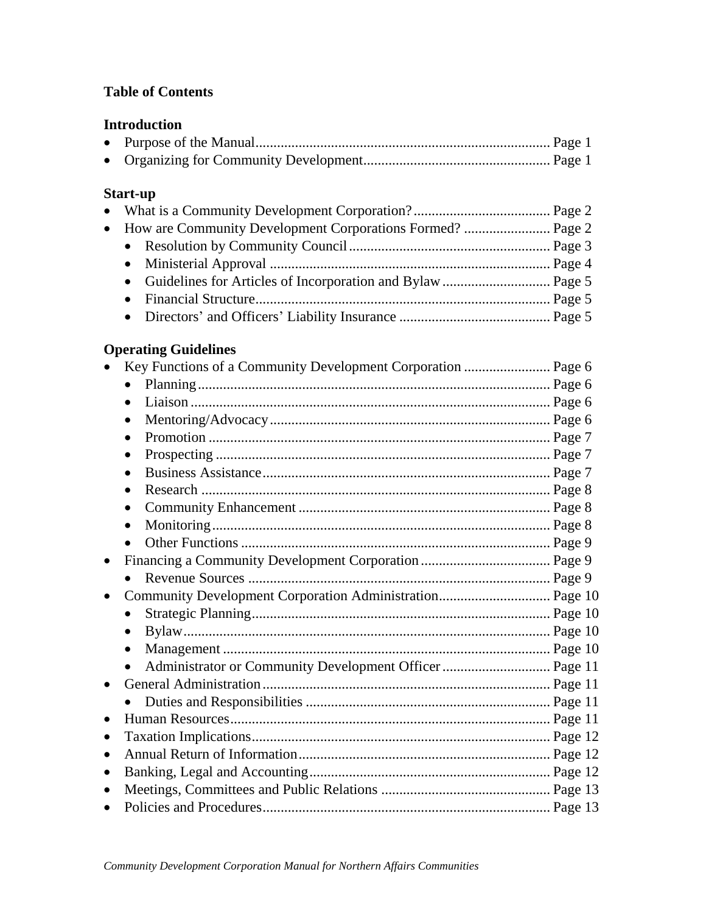## Table of Contents

### Introduction

- Purpose of the Manual ................................................................ Page 1
- Organizing for Community Development ................................................ Page 1

### Start-up

- What is a Community Development Corporation? ...................................... Page 2
- How are Community Development Corporations Formed? ........................ Page 2
  - Resolution by Community Council ....................................................... Page 3
  - Ministerial Approval ............................................................................ Page 4
  - Guidelines for Articles of Incorporation and Bylaw ............................. Page 5
  - Financial Structure ................................................................................ Page 5
  - Directors' and Officers' Liability Insurance .......................................... Page 5

### Operating Guidelines

- Key Functions of a Community Development Corporation ........................ Page 6
  - Planning ............................................................................................... Page 6
  - Liaison ................................................................................................. Page 6
  - Mentoring/Advocacy ............................................................................ Page 6
  - Promotion ............................................................................................ Page 7
  - Prospecting .......................................................................................... Page 7
  - Business Assistance ............................................................................. Page 7
  - Research .............................................................................................. Page 8
  - Community Enhancement ..................................................................... Page 8
  - Monitoring ........................................................................................... Page 8
  - Other Functions ................................................................................... Page 9
- Financing a Community Development Corporation .................................... Page 9
  - Revenue Sources .................................................................................. Page 9
- Community Development Corporation Administration ............................... Page 10
  - Strategic Planning ................................................................................ Page 10
  - Bylaw ................................................................................................... Page 10
  - Management ......................................................................................... Page 10
  - Administrator or Community Development Officer ............................. Page 11
- General Administration .............................................................................. Page 11
  - Duties and Responsibilities .................................................................. Page 11
- Human Resources ....................................................................................... Page 11
- Taxation Implications ................................................................................. Page 12
- Annual Return of Information .................................................................... Page 12
- Banking, Legal and Accounting .................................................................. Page 12
- Meetings, Committees and Public Relations .............................................. Page 13
- Policies and Procedures .............................................................................. Page 13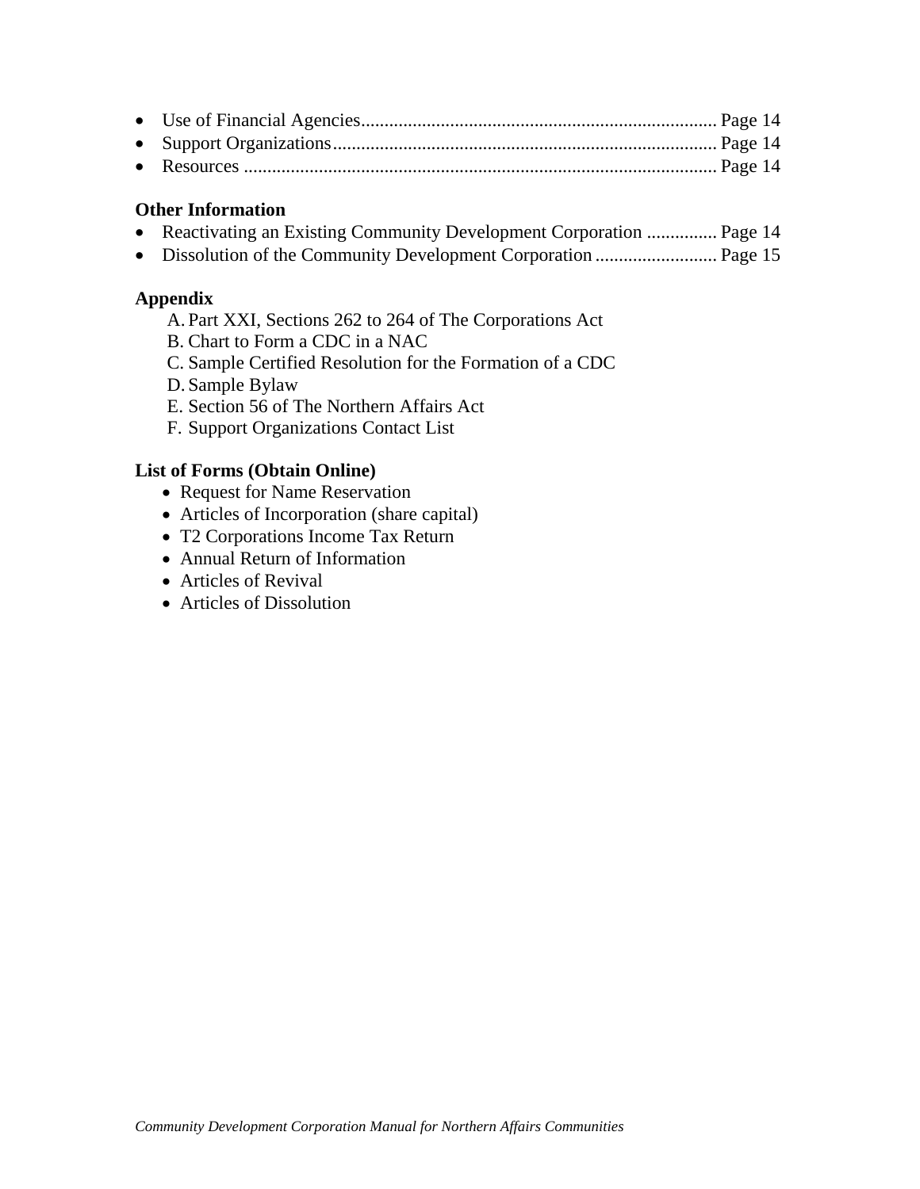- Use of Financial Agencies.......................................................................... Page 14
- Support Organizations................................................................................ Page 14
- Resources .................................................................................................. Page 14

**Other Information**

- Reactivating an Existing Community Development Corporation .............. Page 14
- Dissolution of the Community Development Corporation .......................... Page 15

**Appendix**

A. Part XXI, Sections 262 to 264 of The Corporations Act
B. Chart to Form a CDC in a NAC
C. Sample Certified Resolution for the Formation of a CDC
D. Sample Bylaw
E. Section 56 of The Northern Affairs Act
F. Support Organizations Contact List

**List of Forms (Obtain Online)**

- Request for Name Reservation
- Articles of Incorporation (share capital)
- T2 Corporations Income Tax Return
- Annual Return of Information
- Articles of Revival
- Articles of Dissolution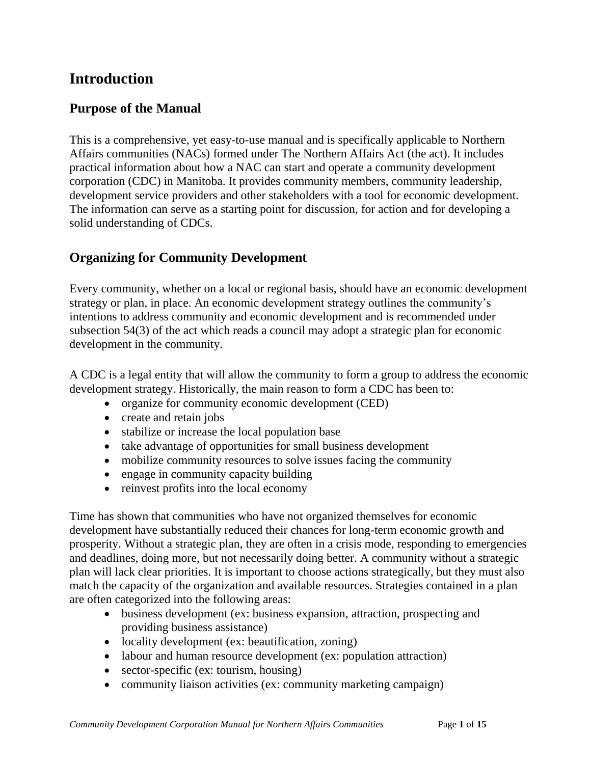# Introduction

## Purpose of the Manual

This is a comprehensive, yet easy-to-use manual and is specifically applicable to Northern Affairs communities (NACs) formed under The Northern Affairs Act (the act). It includes practical information about how a NAC can start and operate a community development corporation (CDC) in Manitoba. It provides community members, community leadership, development service providers and other stakeholders with a tool for economic development. The information can serve as a starting point for discussion, for action and for developing a solid understanding of CDCs.

## Organizing for Community Development

Every community, whether on a local or regional basis, should have an economic development strategy or plan, in place. An economic development strategy outlines the community's intentions to address community and economic development and is recommended under subsection 54(3) of the act which reads a council may adopt a strategic plan for economic development in the community.

A CDC is a legal entity that will allow the community to form a group to address the economic development strategy. Historically, the main reason to form a CDC has been to:

- organize for community economic development (CED)
- create and retain jobs
- stabilize or increase the local population base
- take advantage of opportunities for small business development
- mobilize community resources to solve issues facing the community
- engage in community capacity building
- reinvest profits into the local economy

Time has shown that communities who have not organized themselves for economic development have substantially reduced their chances for long-term economic growth and prosperity. Without a strategic plan, they are often in a crisis mode, responding to emergencies and deadlines, doing more, but not necessarily doing better. A community without a strategic plan will lack clear priorities. It is important to choose actions strategically, but they must also match the capacity of the organization and available resources. Strategies contained in a plan are often categorized into the following areas:

- business development (ex: business expansion, attraction, prospecting and providing business assistance)
- locality development (ex: beautification, zoning)
- labour and human resource development (ex: population attraction)
- sector-specific (ex: tourism, housing)
- community liaison activities (ex: community marketing campaign)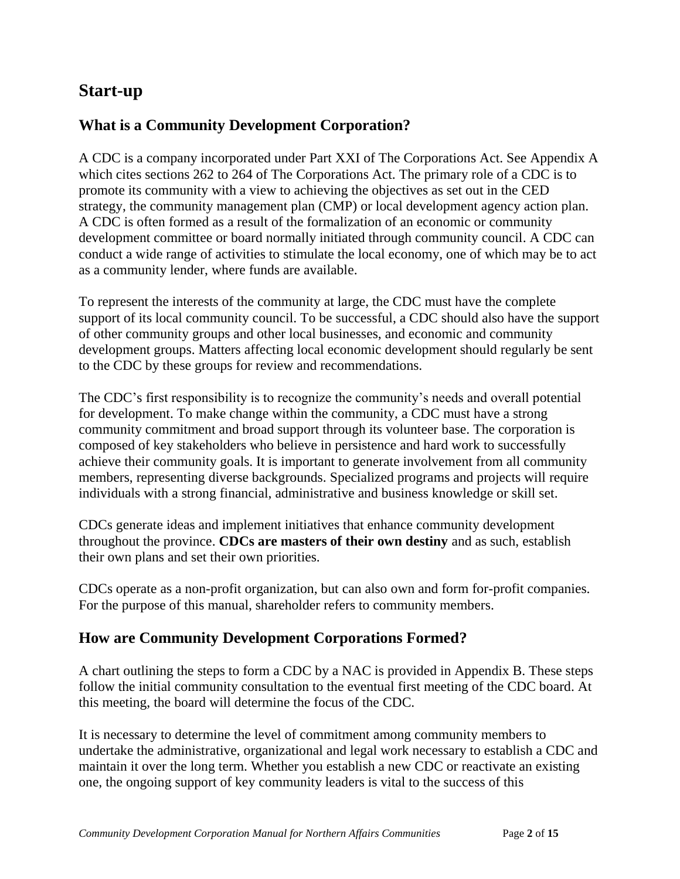# Start-up

## What is a Community Development Corporation?

A CDC is a company incorporated under Part XXI of The Corporations Act. See Appendix A which cites sections 262 to 264 of The Corporations Act. The primary role of a CDC is to promote its community with a view to achieving the objectives as set out in the CED strategy, the community management plan (CMP) or local development agency action plan. A CDC is often formed as a result of the formalization of an economic or community development committee or board normally initiated through community council. A CDC can conduct a wide range of activities to stimulate the local economy, one of which may be to act as a community lender, where funds are available.

To represent the interests of the community at large, the CDC must have the complete support of its local community council. To be successful, a CDC should also have the support of other community groups and other local businesses, and economic and community development groups. Matters affecting local economic development should regularly be sent to the CDC by these groups for review and recommendations.

The CDC's first responsibility is to recognize the community's needs and overall potential for development. To make change within the community, a CDC must have a strong community commitment and broad support through its volunteer base. The corporation is composed of key stakeholders who believe in persistence and hard work to successfully achieve their community goals. It is important to generate involvement from all community members, representing diverse backgrounds. Specialized programs and projects will require individuals with a strong financial, administrative and business knowledge or skill set.

CDCs generate ideas and implement initiatives that enhance community development throughout the province. **CDCs are masters of their own destiny** and as such, establish their own plans and set their own priorities.

CDCs operate as a non-profit organization, but can also own and form for-profit companies. For the purpose of this manual, shareholder refers to community members.

## How are Community Development Corporations Formed?

A chart outlining the steps to form a CDC by a NAC is provided in Appendix B. These steps follow the initial community consultation to the eventual first meeting of the CDC board. At this meeting, the board will determine the focus of the CDC.

It is necessary to determine the level of commitment among community members to undertake the administrative, organizational and legal work necessary to establish a CDC and maintain it over the long term. Whether you establish a new CDC or reactivate an existing one, the ongoing support of key community leaders is vital to the success of this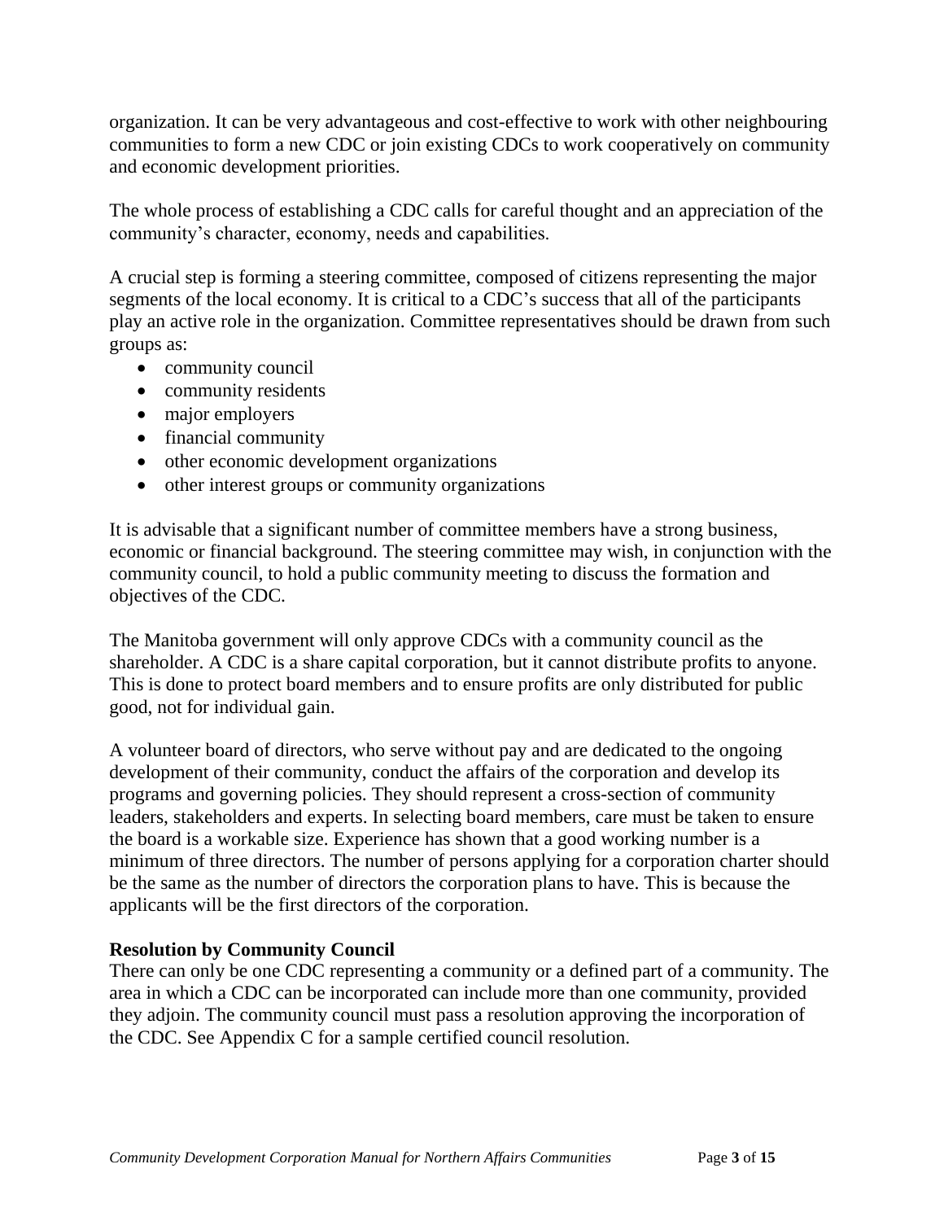organization. It can be very advantageous and cost-effective to work with other neighbouring communities to form a new CDC or join existing CDCs to work cooperatively on community and economic development priorities.

The whole process of establishing a CDC calls for careful thought and an appreciation of the community's character, economy, needs and capabilities.

A crucial step is forming a steering committee, composed of citizens representing the major segments of the local economy. It is critical to a CDC's success that all of the participants play an active role in the organization. Committee representatives should be drawn from such groups as:

- community council
- community residents
- major employers
- financial community
- other economic development organizations
- other interest groups or community organizations

It is advisable that a significant number of committee members have a strong business, economic or financial background. The steering committee may wish, in conjunction with the community council, to hold a public community meeting to discuss the formation and objectives of the CDC.

The Manitoba government will only approve CDCs with a community council as the shareholder. A CDC is a share capital corporation, but it cannot distribute profits to anyone. This is done to protect board members and to ensure profits are only distributed for public good, not for individual gain.

A volunteer board of directors, who serve without pay and are dedicated to the ongoing development of their community, conduct the affairs of the corporation and develop its programs and governing policies. They should represent a cross-section of community leaders, stakeholders and experts. In selecting board members, care must be taken to ensure the board is a workable size. Experience has shown that a good working number is a minimum of three directors. The number of persons applying for a corporation charter should be the same as the number of directors the corporation plans to have. This is because the applicants will be the first directors of the corporation.

**Resolution by Community Council**

There can only be one CDC representing a community or a defined part of a community. The area in which a CDC can be incorporated can include more than one community, provided they adjoin. The community council must pass a resolution approving the incorporation of the CDC. See Appendix C for a sample certified council resolution.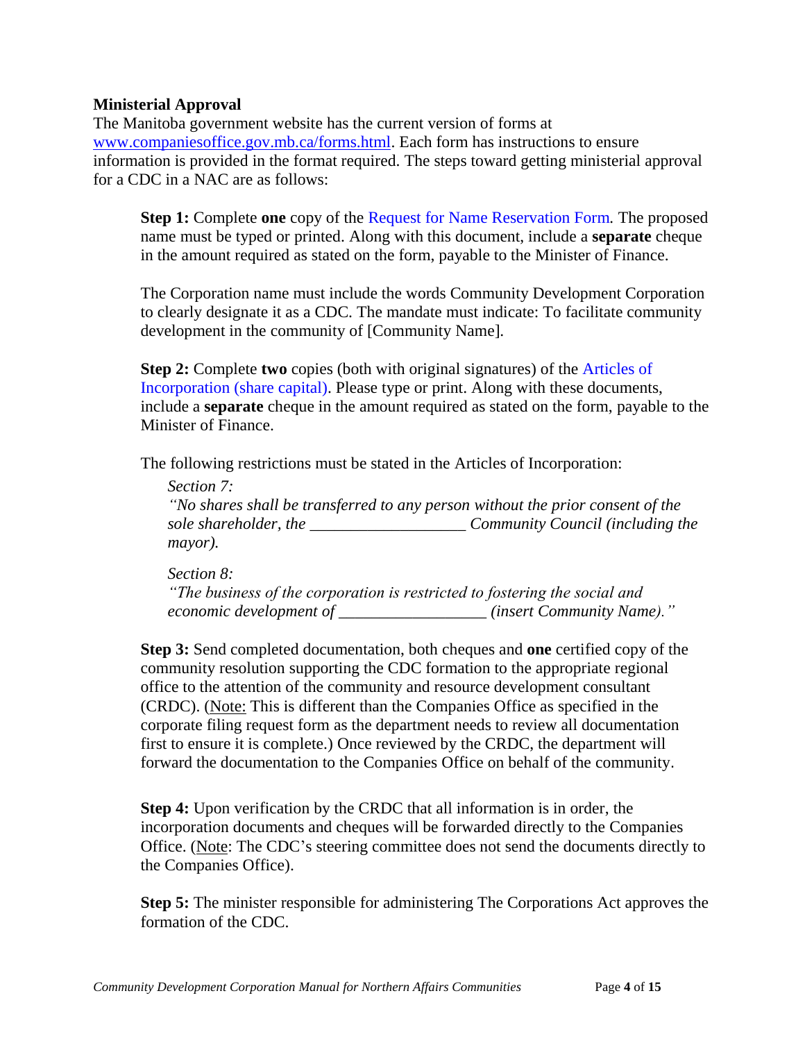### Ministerial Approval

The Manitoba government website has the current version of forms at www.companiesoffice.gov.mb.ca/forms.html. Each form has instructions to ensure information is provided in the format required. The steps toward getting ministerial approval for a CDC in a NAC are as follows:

**Step 1:** Complete **one** copy of the Request for Name Reservation Form. The proposed name must be typed or printed. Along with this document, include a **separate** cheque in the amount required as stated on the form, payable to the Minister of Finance.

The Corporation name must include the words Community Development Corporation to clearly designate it as a CDC. The mandate must indicate: To facilitate community development in the community of [Community Name].

**Step 2:** Complete **two** copies (both with original signatures) of the Articles of Incorporation (share capital). Please type or print. Along with these documents, include a **separate** cheque in the amount required as stated on the form, payable to the Minister of Finance.

The following restrictions must be stated in the Articles of Incorporation:

> *Section 7:*
> *"No shares shall be transferred to any person without the prior consent of the sole shareholder, the ___________________ Community Council (including the mayor).*
>
> *Section 8:*
> *"The business of the corporation is restricted to fostering the social and economic development of _________________ (insert Community Name)."*

**Step 3:** Send completed documentation, both cheques and **one** certified copy of the community resolution supporting the CDC formation to the appropriate regional office to the attention of the community and resource development consultant (CRDC). (Note: This is different than the Companies Office as specified in the corporate filing request form as the department needs to review all documentation first to ensure it is complete.) Once reviewed by the CRDC, the department will forward the documentation to the Companies Office on behalf of the community.

**Step 4:** Upon verification by the CRDC that all information is in order, the incorporation documents and cheques will be forwarded directly to the Companies Office. (Note: The CDC's steering committee does not send the documents directly to the Companies Office).

**Step 5:** The minister responsible for administering The Corporations Act approves the formation of the CDC.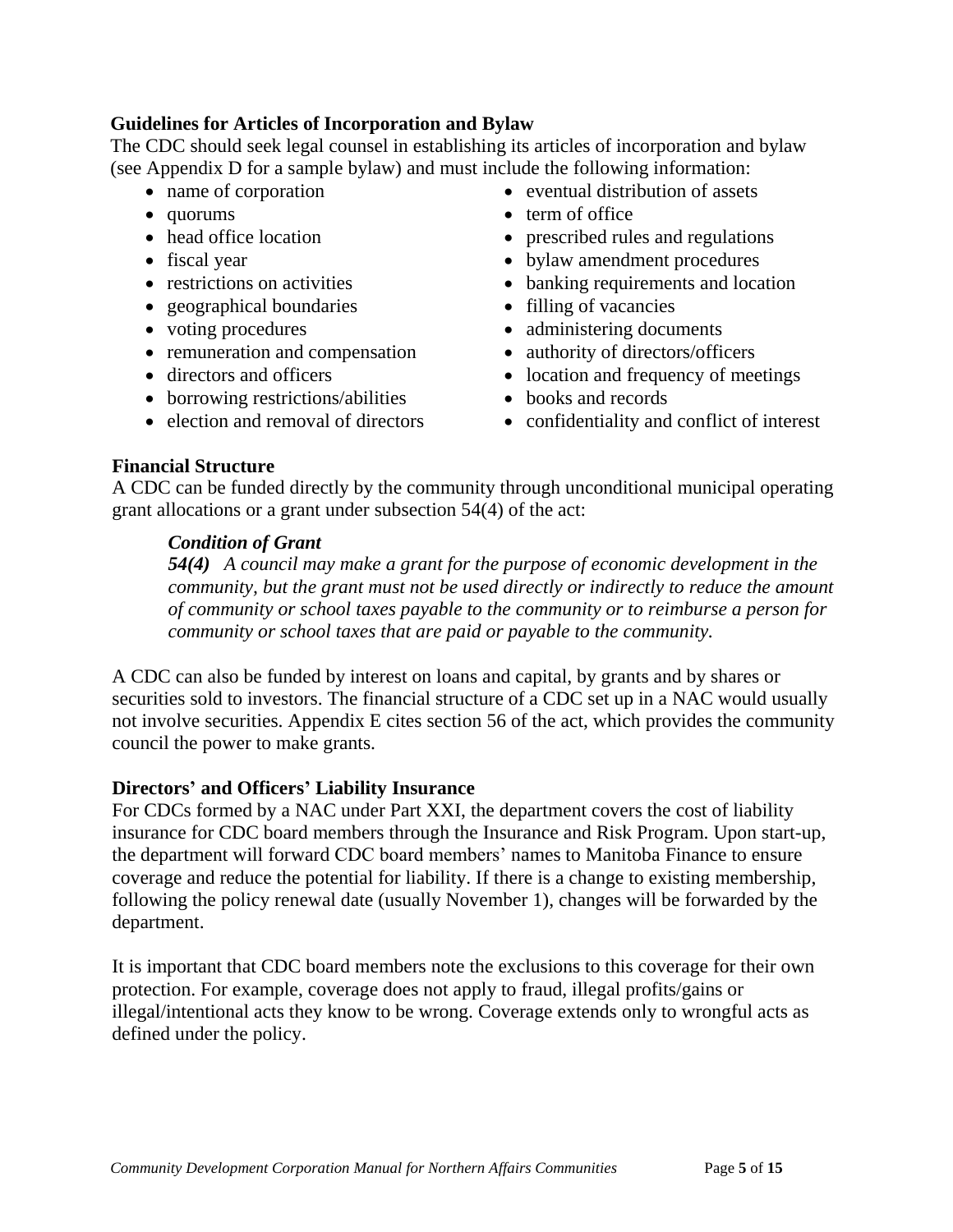### Guidelines for Articles of Incorporation and Bylaw

The CDC should seek legal counsel in establishing its articles of incorporation and bylaw (see Appendix D for a sample bylaw) and must include the following information:

- name of corporation
- quorums
- head office location
- fiscal year
- restrictions on activities
- geographical boundaries
- voting procedures
- remuneration and compensation
- directors and officers
- borrowing restrictions/abilities
- election and removal of directors
- eventual distribution of assets
- term of office
- prescribed rules and regulations
- bylaw amendment procedures
- banking requirements and location
- filling of vacancies
- administering documents
- authority of directors/officers
- location and frequency of meetings
- books and records
- confidentiality and conflict of interest

### Financial Structure

A CDC can be funded directly by the community through unconditional municipal operating grant allocations or a grant under subsection 54(4) of the act:

> ***Condition of Grant***
> ***54(4)*** *A council may make a grant for the purpose of economic development in the community, but the grant must not be used directly or indirectly to reduce the amount of community or school taxes payable to the community or to reimburse a person for community or school taxes that are paid or payable to the community.*

A CDC can also be funded by interest on loans and capital, by grants and by shares or securities sold to investors. The financial structure of a CDC set up in a NAC would usually not involve securities. Appendix E cites section 56 of the act, which provides the community council the power to make grants.

### Directors' and Officers' Liability Insurance

For CDCs formed by a NAC under Part XXI, the department covers the cost of liability insurance for CDC board members through the Insurance and Risk Program. Upon start-up, the department will forward CDC board members' names to Manitoba Finance to ensure coverage and reduce the potential for liability. If there is a change to existing membership, following the policy renewal date (usually November 1), changes will be forwarded by the department.

It is important that CDC board members note the exclusions to this coverage for their own protection. For example, coverage does not apply to fraud, illegal profits/gains or illegal/intentional acts they know to be wrong. Coverage extends only to wrongful acts as defined under the policy.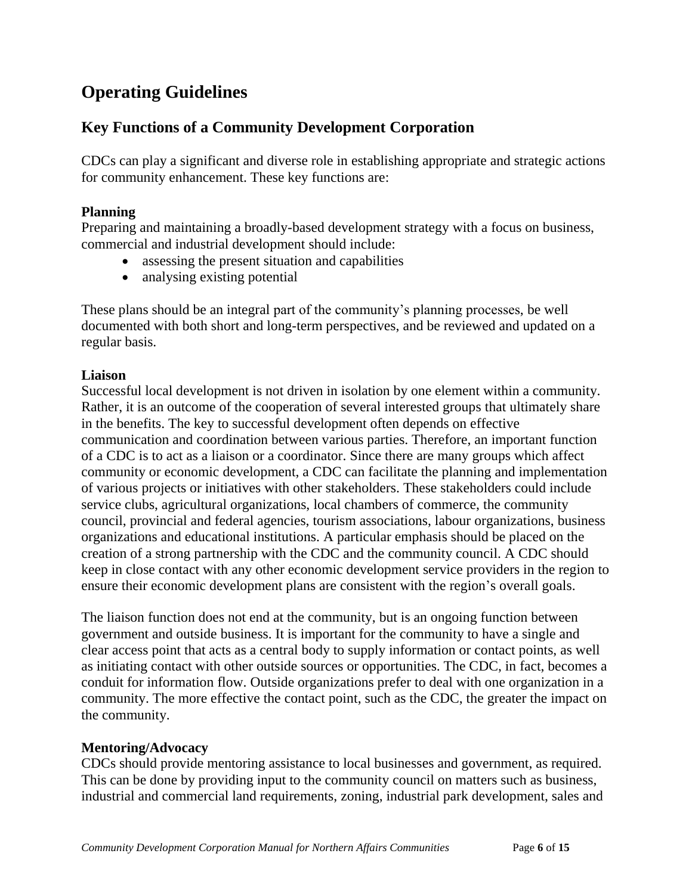# Operating Guidelines

## Key Functions of a Community Development Corporation

CDCs can play a significant and diverse role in establishing appropriate and strategic actions for community enhancement. These key functions are:

**Planning**
Preparing and maintaining a broadly-based development strategy with a focus on business, commercial and industrial development should include:

- assessing the present situation and capabilities
- analysing existing potential

These plans should be an integral part of the community's planning processes, be well documented with both short and long-term perspectives, and be reviewed and updated on a regular basis.

**Liaison**
Successful local development is not driven in isolation by one element within a community. Rather, it is an outcome of the cooperation of several interested groups that ultimately share in the benefits. The key to successful development often depends on effective communication and coordination between various parties. Therefore, an important function of a CDC is to act as a liaison or a coordinator. Since there are many groups which affect community or economic development, a CDC can facilitate the planning and implementation of various projects or initiatives with other stakeholders. These stakeholders could include service clubs, agricultural organizations, local chambers of commerce, the community council, provincial and federal agencies, tourism associations, labour organizations, business organizations and educational institutions. A particular emphasis should be placed on the creation of a strong partnership with the CDC and the community council. A CDC should keep in close contact with any other economic development service providers in the region to ensure their economic development plans are consistent with the region's overall goals.

The liaison function does not end at the community, but is an ongoing function between government and outside business. It is important for the community to have a single and clear access point that acts as a central body to supply information or contact points, as well as initiating contact with other outside sources or opportunities. The CDC, in fact, becomes a conduit for information flow. Outside organizations prefer to deal with one organization in a community. The more effective the contact point, such as the CDC, the greater the impact on the community.

**Mentoring/Advocacy**
CDCs should provide mentoring assistance to local businesses and government, as required. This can be done by providing input to the community council on matters such as business, industrial and commercial land requirements, zoning, industrial park development, sales and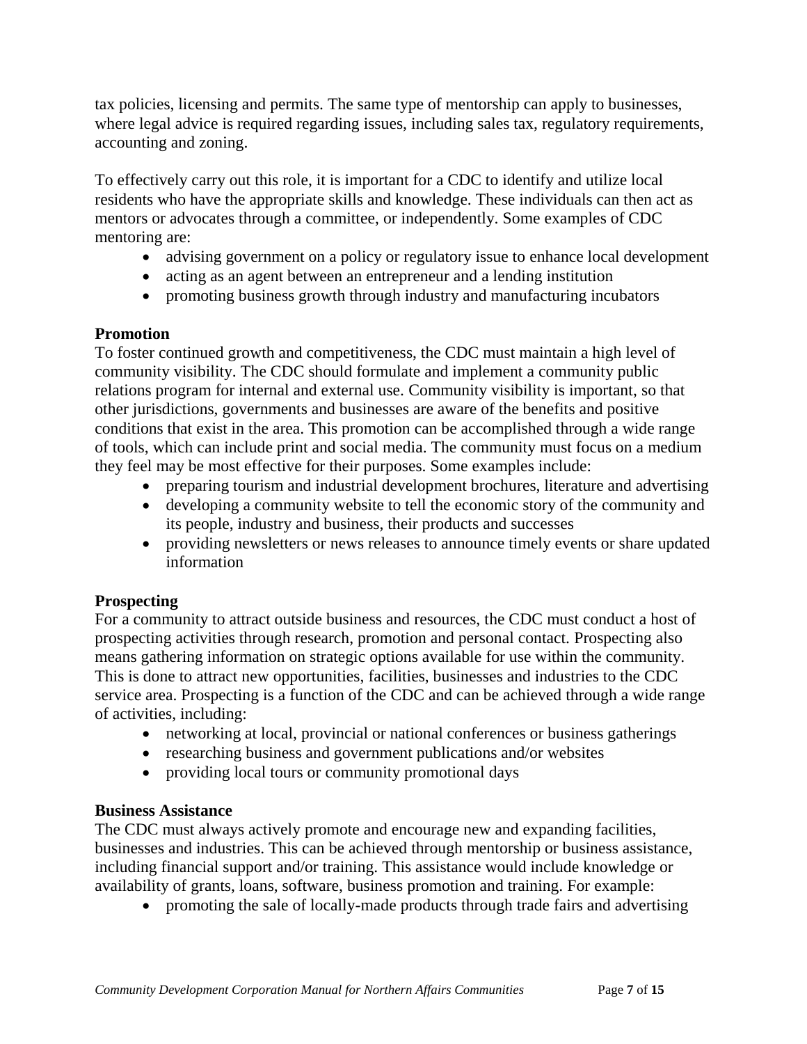tax policies, licensing and permits. The same type of mentorship can apply to businesses, where legal advice is required regarding issues, including sales tax, regulatory requirements, accounting and zoning.

To effectively carry out this role, it is important for a CDC to identify and utilize local residents who have the appropriate skills and knowledge. These individuals can then act as mentors or advocates through a committee, or independently. Some examples of CDC mentoring are:

- advising government on a policy or regulatory issue to enhance local development
- acting as an agent between an entrepreneur and a lending institution
- promoting business growth through industry and manufacturing incubators

**Promotion**

To foster continued growth and competitiveness, the CDC must maintain a high level of community visibility. The CDC should formulate and implement a community public relations program for internal and external use. Community visibility is important, so that other jurisdictions, governments and businesses are aware of the benefits and positive conditions that exist in the area. This promotion can be accomplished through a wide range of tools, which can include print and social media. The community must focus on a medium they feel may be most effective for their purposes. Some examples include:

- preparing tourism and industrial development brochures, literature and advertising
- developing a community website to tell the economic story of the community and its people, industry and business, their products and successes
- providing newsletters or news releases to announce timely events or share updated information

**Prospecting**

For a community to attract outside business and resources, the CDC must conduct a host of prospecting activities through research, promotion and personal contact. Prospecting also means gathering information on strategic options available for use within the community. This is done to attract new opportunities, facilities, businesses and industries to the CDC service area. Prospecting is a function of the CDC and can be achieved through a wide range of activities, including:

- networking at local, provincial or national conferences or business gatherings
- researching business and government publications and/or websites
- providing local tours or community promotional days

**Business Assistance**

The CDC must always actively promote and encourage new and expanding facilities, businesses and industries. This can be achieved through mentorship or business assistance, including financial support and/or training. This assistance would include knowledge or availability of grants, loans, software, business promotion and training. For example:

- promoting the sale of locally-made products through trade fairs and advertising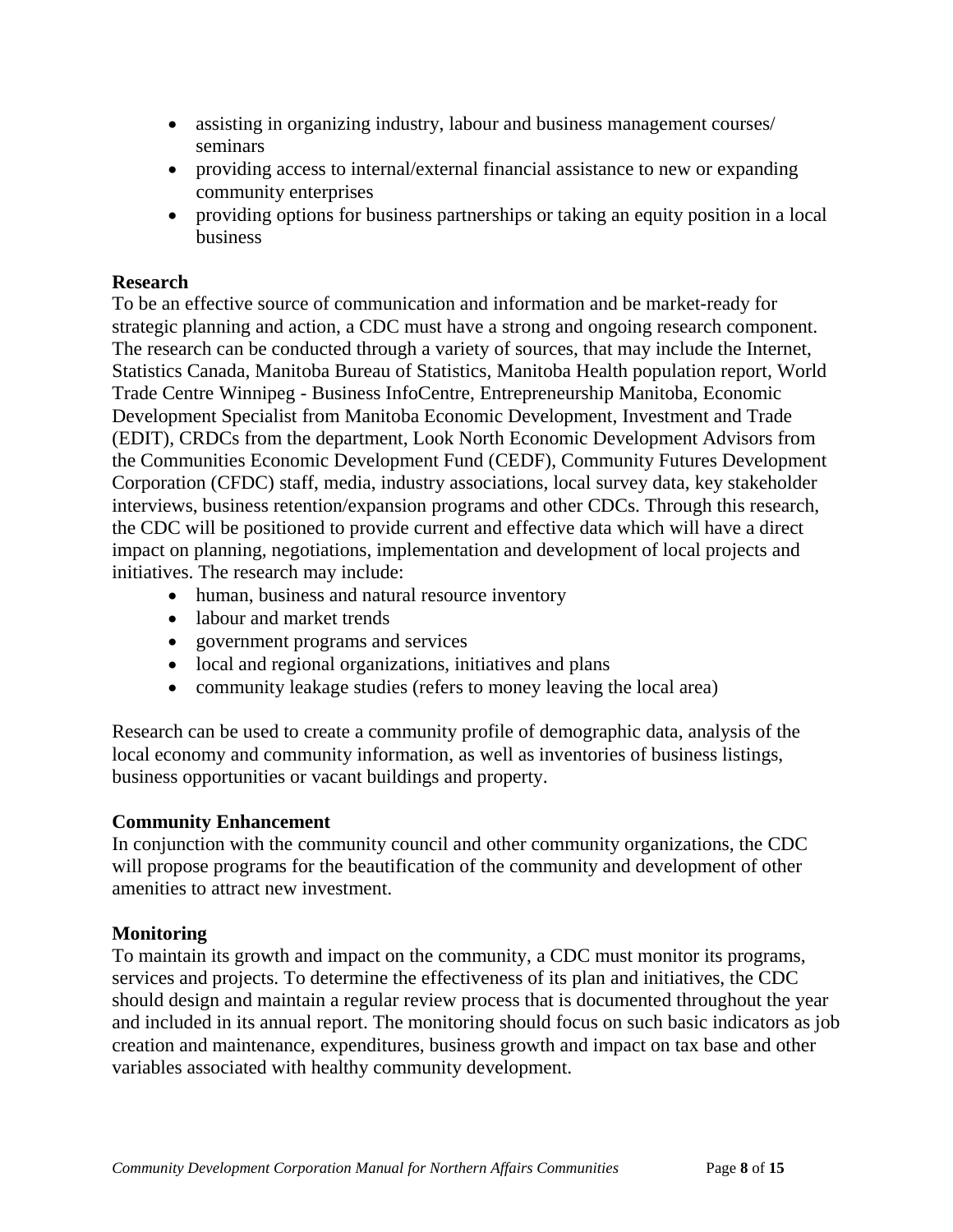- assisting in organizing industry, labour and business management courses/ seminars
- providing access to internal/external financial assistance to new or expanding community enterprises
- providing options for business partnerships or taking an equity position in a local business

**Research**

To be an effective source of communication and information and be market-ready for strategic planning and action, a CDC must have a strong and ongoing research component. The research can be conducted through a variety of sources, that may include the Internet, Statistics Canada, Manitoba Bureau of Statistics, Manitoba Health population report, World Trade Centre Winnipeg - Business InfoCentre, Entrepreneurship Manitoba, Economic Development Specialist from Manitoba Economic Development, Investment and Trade (EDIT), CRDCs from the department, Look North Economic Development Advisors from the Communities Economic Development Fund (CEDF), Community Futures Development Corporation (CFDC) staff, media, industry associations, local survey data, key stakeholder interviews, business retention/expansion programs and other CDCs. Through this research, the CDC will be positioned to provide current and effective data which will have a direct impact on planning, negotiations, implementation and development of local projects and initiatives. The research may include:

- human, business and natural resource inventory
- labour and market trends
- government programs and services
- local and regional organizations, initiatives and plans
- community leakage studies (refers to money leaving the local area)

Research can be used to create a community profile of demographic data, analysis of the local economy and community information, as well as inventories of business listings, business opportunities or vacant buildings and property.

**Community Enhancement**

In conjunction with the community council and other community organizations, the CDC will propose programs for the beautification of the community and development of other amenities to attract new investment.

**Monitoring**

To maintain its growth and impact on the community, a CDC must monitor its programs, services and projects. To determine the effectiveness of its plan and initiatives, the CDC should design and maintain a regular review process that is documented throughout the year and included in its annual report. The monitoring should focus on such basic indicators as job creation and maintenance, expenditures, business growth and impact on tax base and other variables associated with healthy community development.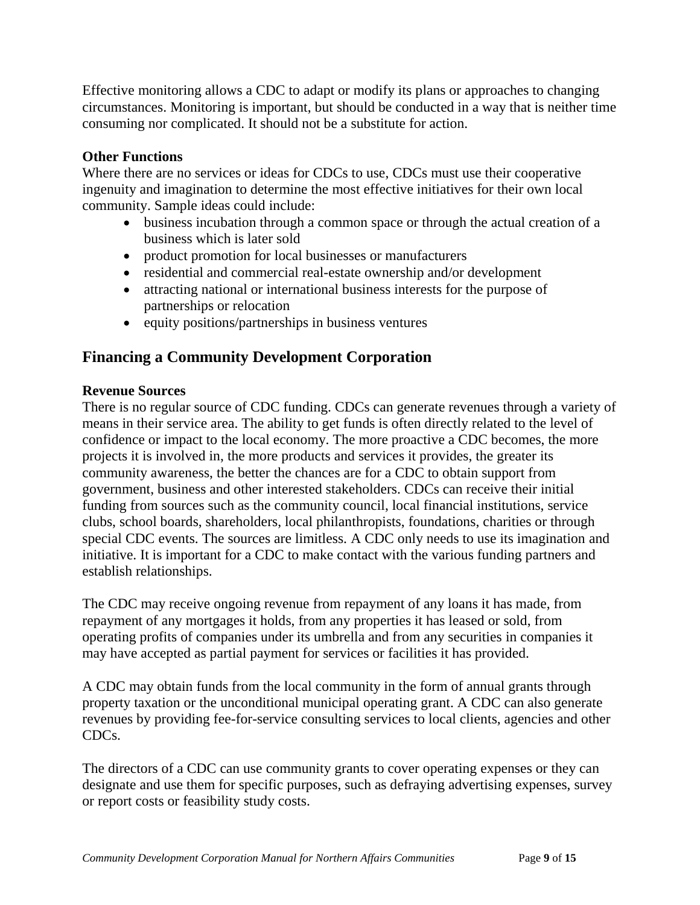Effective monitoring allows a CDC to adapt or modify its plans or approaches to changing circumstances. Monitoring is important, but should be conducted in a way that is neither time consuming nor complicated. It should not be a substitute for action.

**Other Functions**

Where there are no services or ideas for CDCs to use, CDCs must use their cooperative ingenuity and imagination to determine the most effective initiatives for their own local community. Sample ideas could include:

- business incubation through a common space or through the actual creation of a business which is later sold
- product promotion for local businesses or manufacturers
- residential and commercial real-estate ownership and/or development
- attracting national or international business interests for the purpose of partnerships or relocation
- equity positions/partnerships in business ventures

## Financing a Community Development Corporation

**Revenue Sources**

There is no regular source of CDC funding. CDCs can generate revenues through a variety of means in their service area. The ability to get funds is often directly related to the level of confidence or impact to the local economy. The more proactive a CDC becomes, the more projects it is involved in, the more products and services it provides, the greater its community awareness, the better the chances are for a CDC to obtain support from government, business and other interested stakeholders. CDCs can receive their initial funding from sources such as the community council, local financial institutions, service clubs, school boards, shareholders, local philanthropists, foundations, charities or through special CDC events. The sources are limitless. A CDC only needs to use its imagination and initiative. It is important for a CDC to make contact with the various funding partners and establish relationships.

The CDC may receive ongoing revenue from repayment of any loans it has made, from repayment of any mortgages it holds, from any properties it has leased or sold, from operating profits of companies under its umbrella and from any securities in companies it may have accepted as partial payment for services or facilities it has provided.

A CDC may obtain funds from the local community in the form of annual grants through property taxation or the unconditional municipal operating grant. A CDC can also generate revenues by providing fee-for-service consulting services to local clients, agencies and other CDCs.

The directors of a CDC can use community grants to cover operating expenses or they can designate and use them for specific purposes, such as defraying advertising expenses, survey or report costs or feasibility study costs.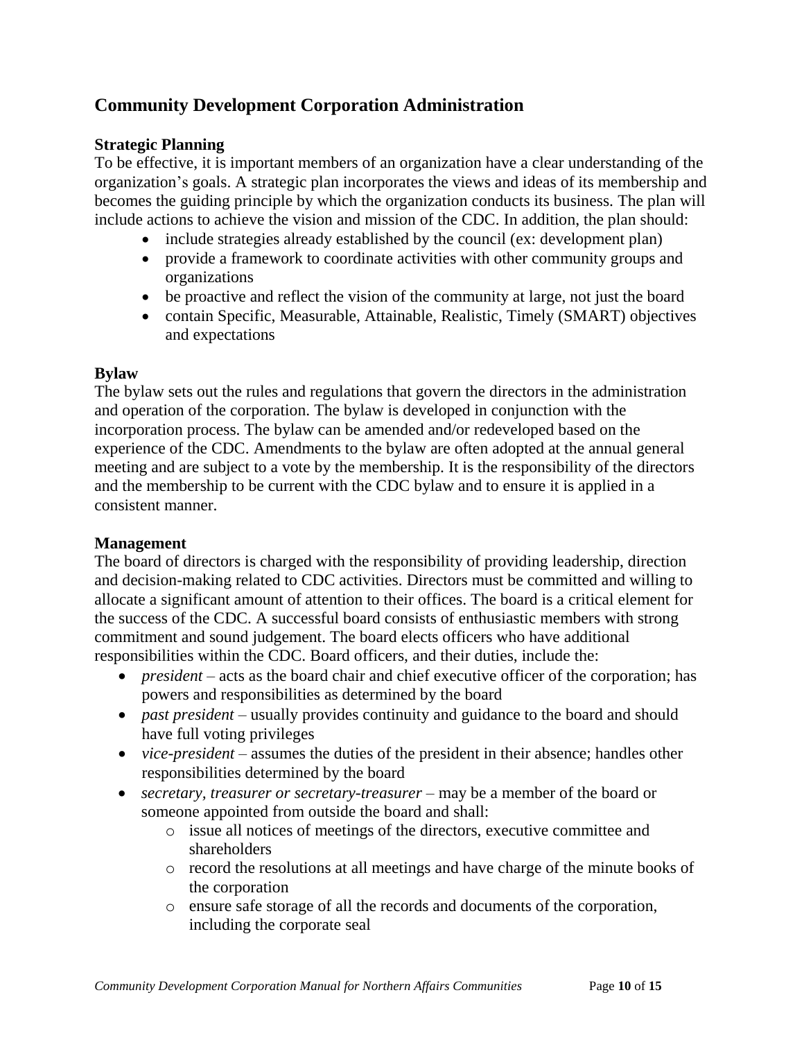## Community Development Corporation Administration

### Strategic Planning

To be effective, it is important members of an organization have a clear understanding of the organization's goals. A strategic plan incorporates the views and ideas of its membership and becomes the guiding principle by which the organization conducts its business. The plan will include actions to achieve the vision and mission of the CDC. In addition, the plan should:

- include strategies already established by the council (ex: development plan)
- provide a framework to coordinate activities with other community groups and organizations
- be proactive and reflect the vision of the community at large, not just the board
- contain Specific, Measurable, Attainable, Realistic, Timely (SMART) objectives and expectations

### Bylaw

The bylaw sets out the rules and regulations that govern the directors in the administration and operation of the corporation. The bylaw is developed in conjunction with the incorporation process. The bylaw can be amended and/or redeveloped based on the experience of the CDC. Amendments to the bylaw are often adopted at the annual general meeting and are subject to a vote by the membership. It is the responsibility of the directors and the membership to be current with the CDC bylaw and to ensure it is applied in a consistent manner.

### Management

The board of directors is charged with the responsibility of providing leadership, direction and decision-making related to CDC activities. Directors must be committed and willing to allocate a significant amount of attention to their offices. The board is a critical element for the success of the CDC. A successful board consists of enthusiastic members with strong commitment and sound judgement. The board elects officers who have additional responsibilities within the CDC. Board officers, and their duties, include the:

- *president* – acts as the board chair and chief executive officer of the corporation; has powers and responsibilities as determined by the board
- *past president* – usually provides continuity and guidance to the board and should have full voting privileges
- *vice-president* – assumes the duties of the president in their absence; handles other responsibilities determined by the board
- *secretary, treasurer or secretary-treasurer* – may be a member of the board or someone appointed from outside the board and shall:
  - issue all notices of meetings of the directors, executive committee and shareholders
  - record the resolutions at all meetings and have charge of the minute books of the corporation
  - ensure safe storage of all the records and documents of the corporation, including the corporate seal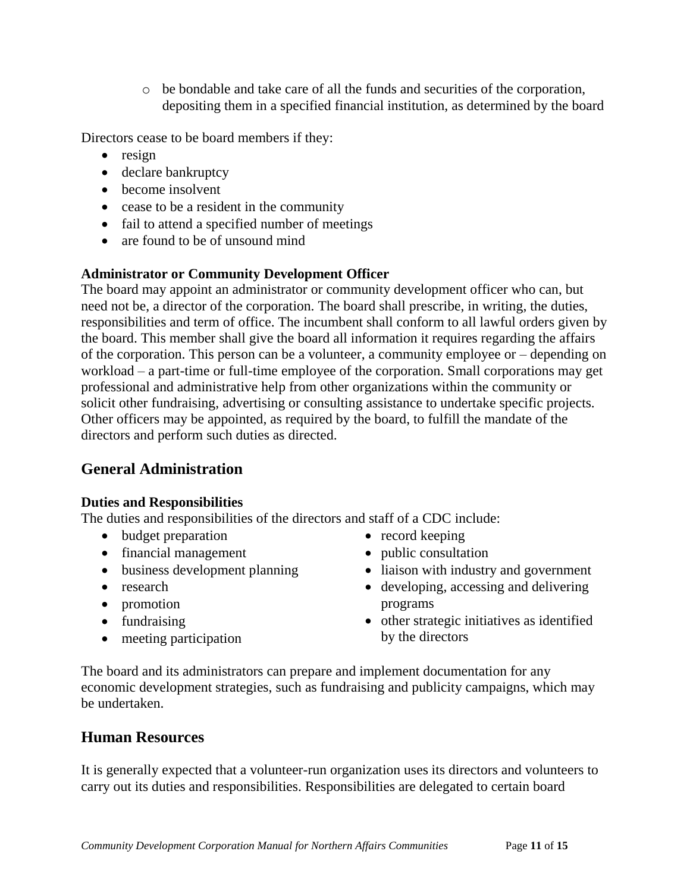- be bondable and take care of all the funds and securities of the corporation, depositing them in a specified financial institution, as determined by the board

Directors cease to be board members if they:

- resign
- declare bankruptcy
- become insolvent
- cease to be a resident in the community
- fail to attend a specified number of meetings
- are found to be of unsound mind

### Administrator or Community Development Officer

The board may appoint an administrator or community development officer who can, but need not be, a director of the corporation. The board shall prescribe, in writing, the duties, responsibilities and term of office. The incumbent shall conform to all lawful orders given by the board. This member shall give the board all information it requires regarding the affairs of the corporation. This person can be a volunteer, a community employee or – depending on workload – a part-time or full-time employee of the corporation. Small corporations may get professional and administrative help from other organizations within the community or solicit other fundraising, advertising or consulting assistance to undertake specific projects. Other officers may be appointed, as required by the board, to fulfill the mandate of the directors and perform such duties as directed.

## General Administration

### Duties and Responsibilities

The duties and responsibilities of the directors and staff of a CDC include:

- budget preparation
- financial management
- business development planning
- research
- promotion
- fundraising
- meeting participation
- record keeping
- public consultation
- liaison with industry and government
- developing, accessing and delivering programs
- other strategic initiatives as identified by the directors

The board and its administrators can prepare and implement documentation for any economic development strategies, such as fundraising and publicity campaigns, which may be undertaken.

## Human Resources

It is generally expected that a volunteer-run organization uses its directors and volunteers to carry out its duties and responsibilities. Responsibilities are delegated to certain board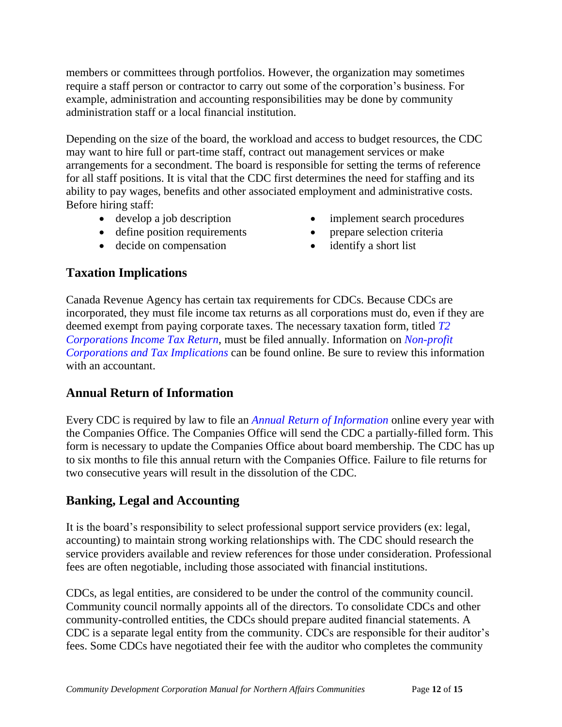members or committees through portfolios. However, the organization may sometimes require a staff person or contractor to carry out some of the corporation's business. For example, administration and accounting responsibilities may be done by community administration staff or a local financial institution.

Depending on the size of the board, the workload and access to budget resources, the CDC may want to hire full or part-time staff, contract out management services or make arrangements for a secondment. The board is responsible for setting the terms of reference for all staff positions. It is vital that the CDC first determines the need for staffing and its ability to pay wages, benefits and other associated employment and administrative costs. Before hiring staff:

- develop a job description
- define position requirements
- decide on compensation
- implement search procedures
- prepare selection criteria
- identify a short list

## Taxation Implications

Canada Revenue Agency has certain tax requirements for CDCs. Because CDCs are incorporated, they must file income tax returns as all corporations must do, even if they are deemed exempt from paying corporate taxes. The necessary taxation form, titled *T2 Corporations Income Tax Return*, must be filed annually. Information on *Non-profit Corporations and Tax Implications* can be found online. Be sure to review this information with an accountant.

## Annual Return of Information

Every CDC is required by law to file an *Annual Return of Information* online every year with the Companies Office. The Companies Office will send the CDC a partially-filled form. This form is necessary to update the Companies Office about board membership. The CDC has up to six months to file this annual return with the Companies Office. Failure to file returns for two consecutive years will result in the dissolution of the CDC.

## Banking, Legal and Accounting

It is the board's responsibility to select professional support service providers (ex: legal, accounting) to maintain strong working relationships with. The CDC should research the service providers available and review references for those under consideration. Professional fees are often negotiable, including those associated with financial institutions.

CDCs, as legal entities, are considered to be under the control of the community council. Community council normally appoints all of the directors. To consolidate CDCs and other community-controlled entities, the CDCs should prepare audited financial statements. A CDC is a separate legal entity from the community. CDCs are responsible for their auditor's fees. Some CDCs have negotiated their fee with the auditor who completes the community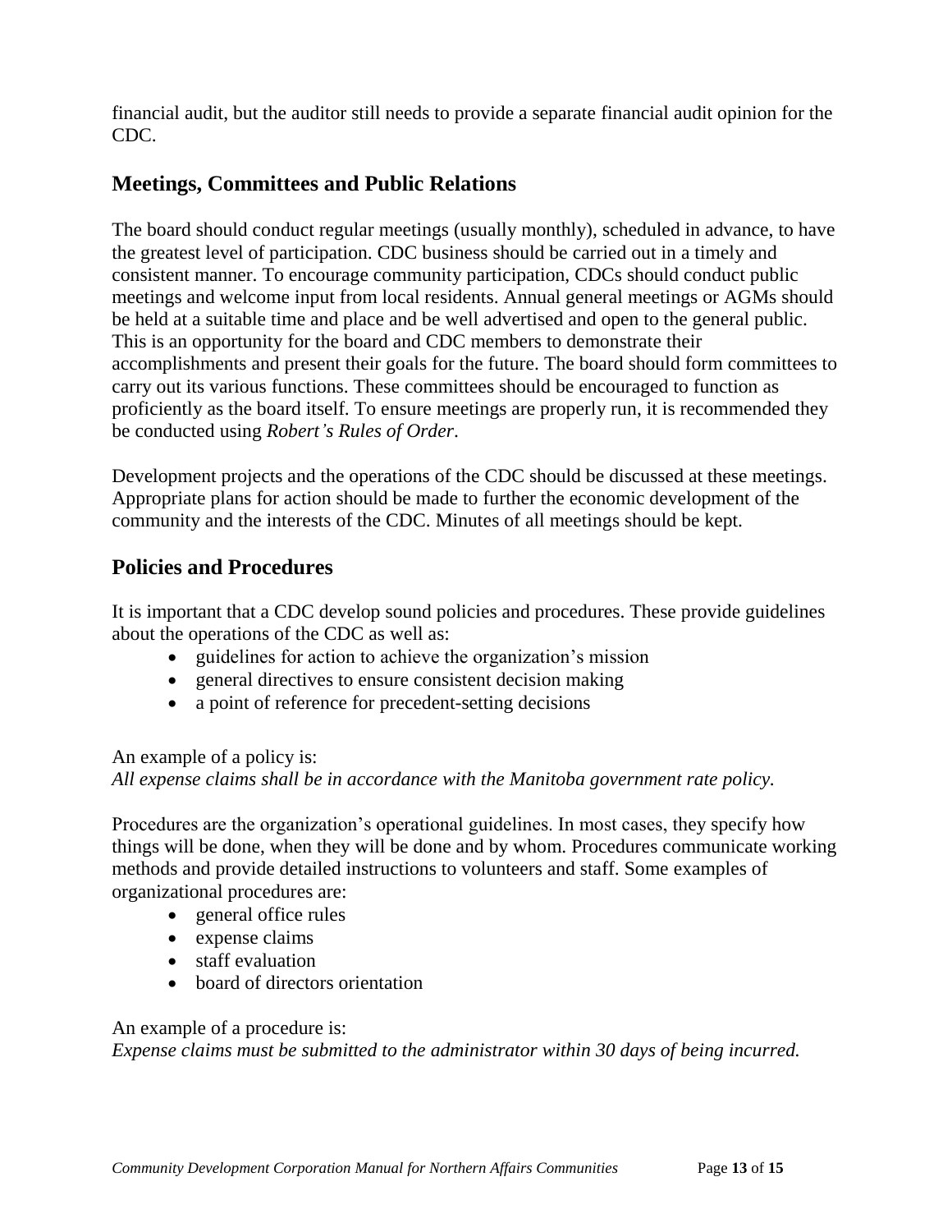financial audit, but the auditor still needs to provide a separate financial audit opinion for the CDC.

## Meetings, Committees and Public Relations

The board should conduct regular meetings (usually monthly), scheduled in advance, to have the greatest level of participation. CDC business should be carried out in a timely and consistent manner. To encourage community participation, CDCs should conduct public meetings and welcome input from local residents. Annual general meetings or AGMs should be held at a suitable time and place and be well advertised and open to the general public. This is an opportunity for the board and CDC members to demonstrate their accomplishments and present their goals for the future. The board should form committees to carry out its various functions. These committees should be encouraged to function as proficiently as the board itself. To ensure meetings are properly run, it is recommended they be conducted using *Robert's Rules of Order*.

Development projects and the operations of the CDC should be discussed at these meetings. Appropriate plans for action should be made to further the economic development of the community and the interests of the CDC. Minutes of all meetings should be kept.

## Policies and Procedures

It is important that a CDC develop sound policies and procedures. These provide guidelines about the operations of the CDC as well as:

- guidelines for action to achieve the organization's mission
- general directives to ensure consistent decision making
- a point of reference for precedent-setting decisions

An example of a policy is:
*All expense claims shall be in accordance with the Manitoba government rate policy.*

Procedures are the organization's operational guidelines. In most cases, they specify how things will be done, when they will be done and by whom. Procedures communicate working methods and provide detailed instructions to volunteers and staff. Some examples of organizational procedures are:

- general office rules
- expense claims
- staff evaluation
- board of directors orientation

An example of a procedure is:
*Expense claims must be submitted to the administrator within 30 days of being incurred.*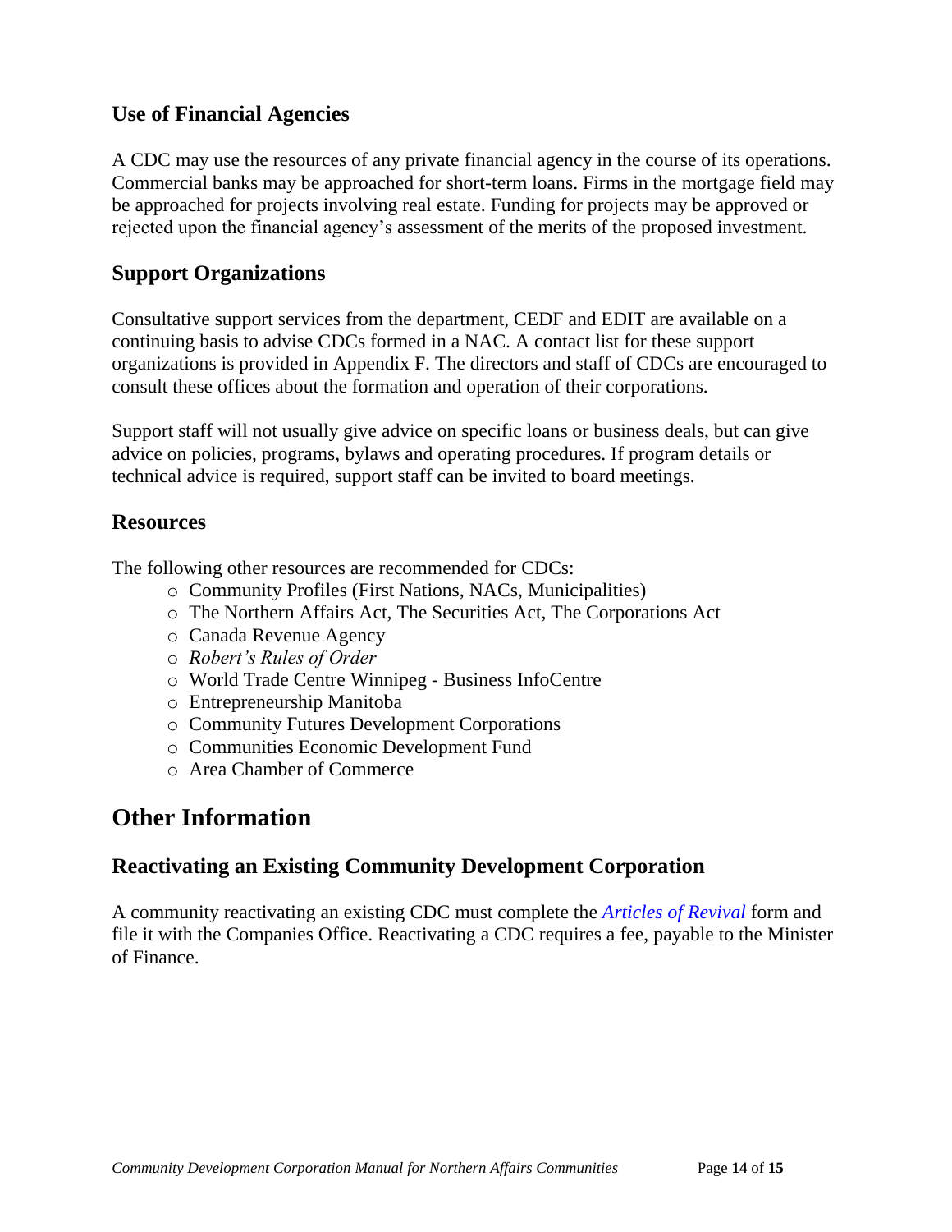## Use of Financial Agencies

A CDC may use the resources of any private financial agency in the course of its operations. Commercial banks may be approached for short-term loans. Firms in the mortgage field may be approached for projects involving real estate. Funding for projects may be approved or rejected upon the financial agency's assessment of the merits of the proposed investment.

## Support Organizations

Consultative support services from the department, CEDF and EDIT are available on a continuing basis to advise CDCs formed in a NAC. A contact list for these support organizations is provided in Appendix F. The directors and staff of CDCs are encouraged to consult these offices about the formation and operation of their corporations.

Support staff will not usually give advice on specific loans or business deals, but can give advice on policies, programs, bylaws and operating procedures. If program details or technical advice is required, support staff can be invited to board meetings.

## Resources

The following other resources are recommended for CDCs:

- Community Profiles (First Nations, NACs, Municipalities)
- The Northern Affairs Act, The Securities Act, The Corporations Act
- Canada Revenue Agency
- *Robert's Rules of Order*
- World Trade Centre Winnipeg - Business InfoCentre
- Entrepreneurship Manitoba
- Community Futures Development Corporations
- Communities Economic Development Fund
- Area Chamber of Commerce

# Other Information

## Reactivating an Existing Community Development Corporation

A community reactivating an existing CDC must complete the *Articles of Revival* form and file it with the Companies Office. Reactivating a CDC requires a fee, payable to the Minister of Finance.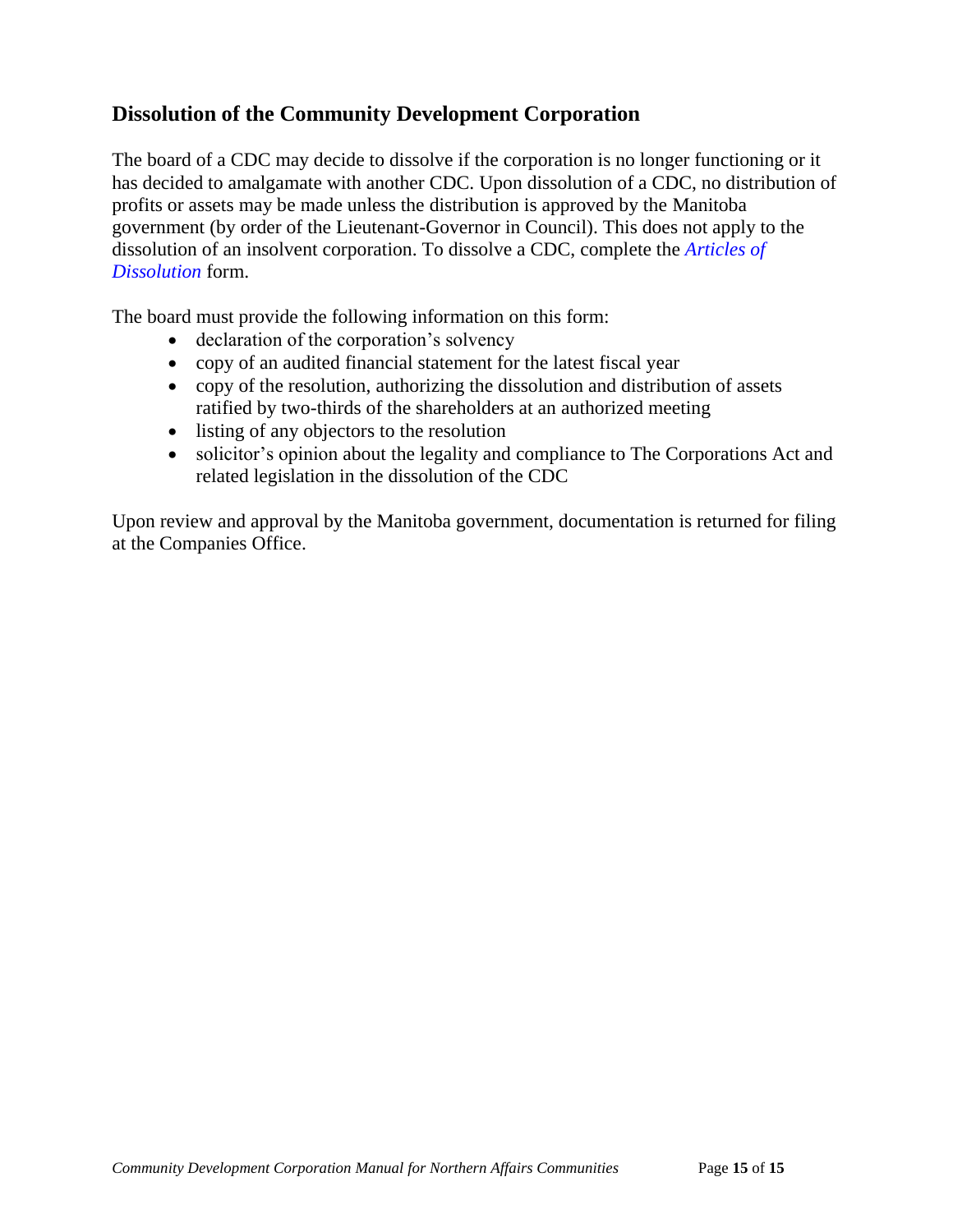## Dissolution of the Community Development Corporation

The board of a CDC may decide to dissolve if the corporation is no longer functioning or it has decided to amalgamate with another CDC. Upon dissolution of a CDC, no distribution of profits or assets may be made unless the distribution is approved by the Manitoba government (by order of the Lieutenant-Governor in Council). This does not apply to the dissolution of an insolvent corporation. To dissolve a CDC, complete the *Articles of Dissolution* form.

The board must provide the following information on this form:

- declaration of the corporation's solvency
- copy of an audited financial statement for the latest fiscal year
- copy of the resolution, authorizing the dissolution and distribution of assets ratified by two-thirds of the shareholders at an authorized meeting
- listing of any objectors to the resolution
- solicitor's opinion about the legality and compliance to The Corporations Act and related legislation in the dissolution of the CDC

Upon review and approval by the Manitoba government, documentation is returned for filing at the Companies Office.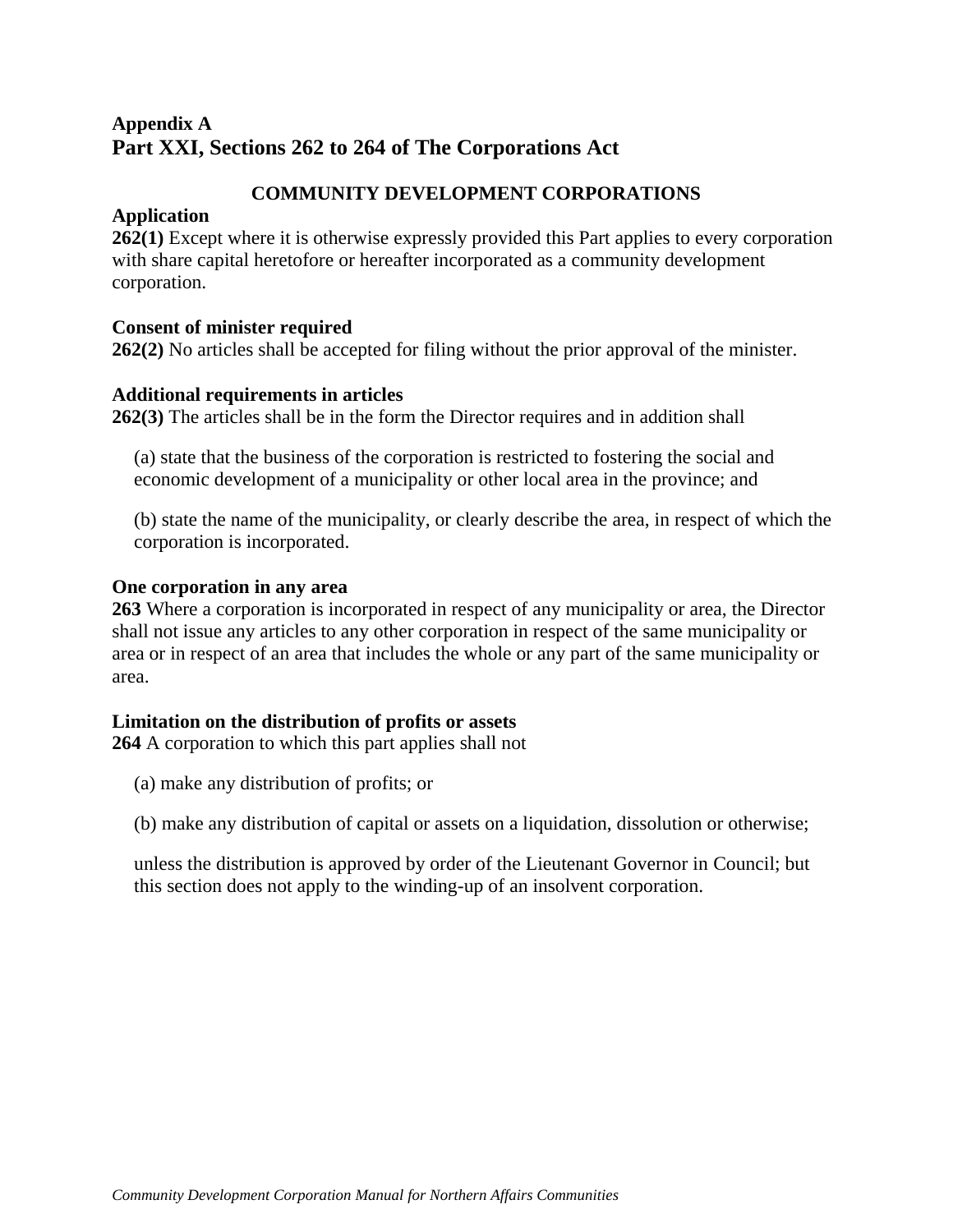## Appendix A
# Part XXI, Sections 262 to 264 of The Corporations Act

### COMMUNITY DEVELOPMENT CORPORATIONS

**Application**
**262(1)** Except where it is otherwise expressly provided this Part applies to every corporation with share capital heretofore or hereafter incorporated as a community development corporation.

**Consent of minister required**
**262(2)** No articles shall be accepted for filing without the prior approval of the minister.

**Additional requirements in articles**
**262(3)** The articles shall be in the form the Director requires and in addition shall

(a) state that the business of the corporation is restricted to fostering the social and economic development of a municipality or other local area in the province; and

(b) state the name of the municipality, or clearly describe the area, in respect of which the corporation is incorporated.

**One corporation in any area**
**263** Where a corporation is incorporated in respect of any municipality or area, the Director shall not issue any articles to any other corporation in respect of the same municipality or area or in respect of an area that includes the whole or any part of the same municipality or area.

**Limitation on the distribution of profits or assets**
**264** A corporation to which this part applies shall not

(a) make any distribution of profits; or

(b) make any distribution of capital or assets on a liquidation, dissolution or otherwise;

unless the distribution is approved by order of the Lieutenant Governor in Council; but this section does not apply to the winding-up of an insolvent corporation.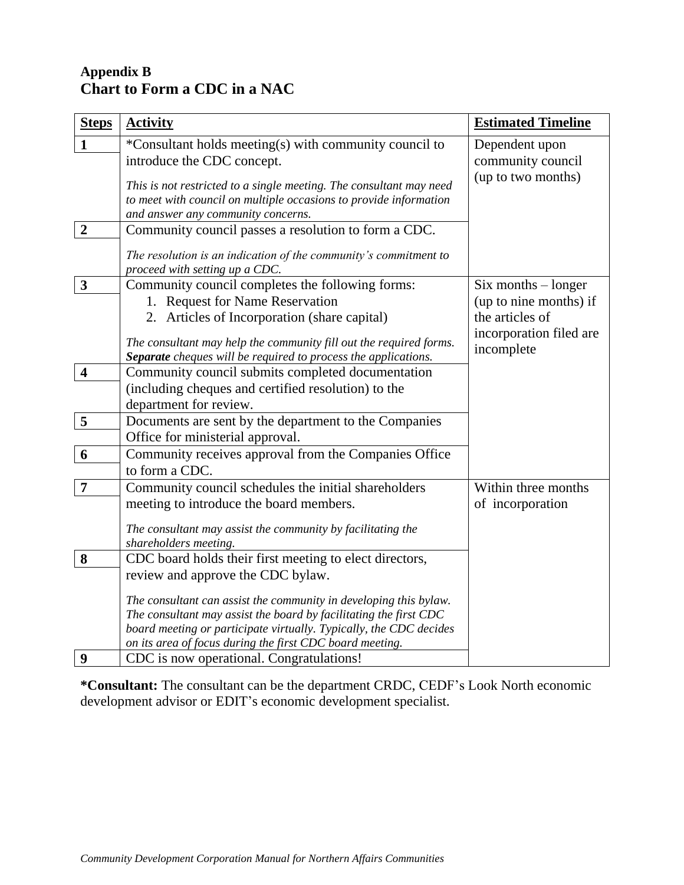# Appendix B
## Chart to Form a CDC in a NAC

| Steps | Activity | Estimated Timeline |
|---|---|---|
| 1 | *Consultant holds meeting(s) with community council to introduce the CDC concept.<br><br>*This is not restricted to a single meeting. The consultant may need to meet with council on multiple occasions to provide information and answer any community concerns.* | Dependent upon community council (up to two months) |
| 2 | Community council passes a resolution to form a CDC.<br><br>*The resolution is an indication of the community's commitment to proceed with setting up a CDC.* | |
| 3 | Community council completes the following forms:<br>1. Request for Name Reservation<br>2. Articles of Incorporation (share capital)<br><br>*The consultant may help the community fill out the required forms.* ***Separate*** *cheques will be required to process the applications.* | Six months – longer (up to nine months) if the articles of incorporation filed are incomplete |
| 4 | Community council submits completed documentation (including cheques and certified resolution) to the department for review. | |
| 5 | Documents are sent by the department to the Companies Office for ministerial approval. | |
| 6 | Community receives approval from the Companies Office to form a CDC. | |
| 7 | Community council schedules the initial shareholders meeting to introduce the board members.<br><br>*The consultant may assist the community by facilitating the shareholders meeting.* | Within three months of incorporation |
| 8 | CDC board holds their first meeting to elect directors, review and approve the CDC bylaw.<br><br>*The consultant can assist the community in developing this bylaw. The consultant may assist the board by facilitating the first CDC board meeting or participate virtually. Typically, the CDC decides on its area of focus during the first CDC board meeting.* | |
| 9 | CDC is now operational. Congratulations! | |

**\*Consultant:** The consultant can be the department CRDC, CEDF's Look North economic development advisor or EDIT's economic development specialist.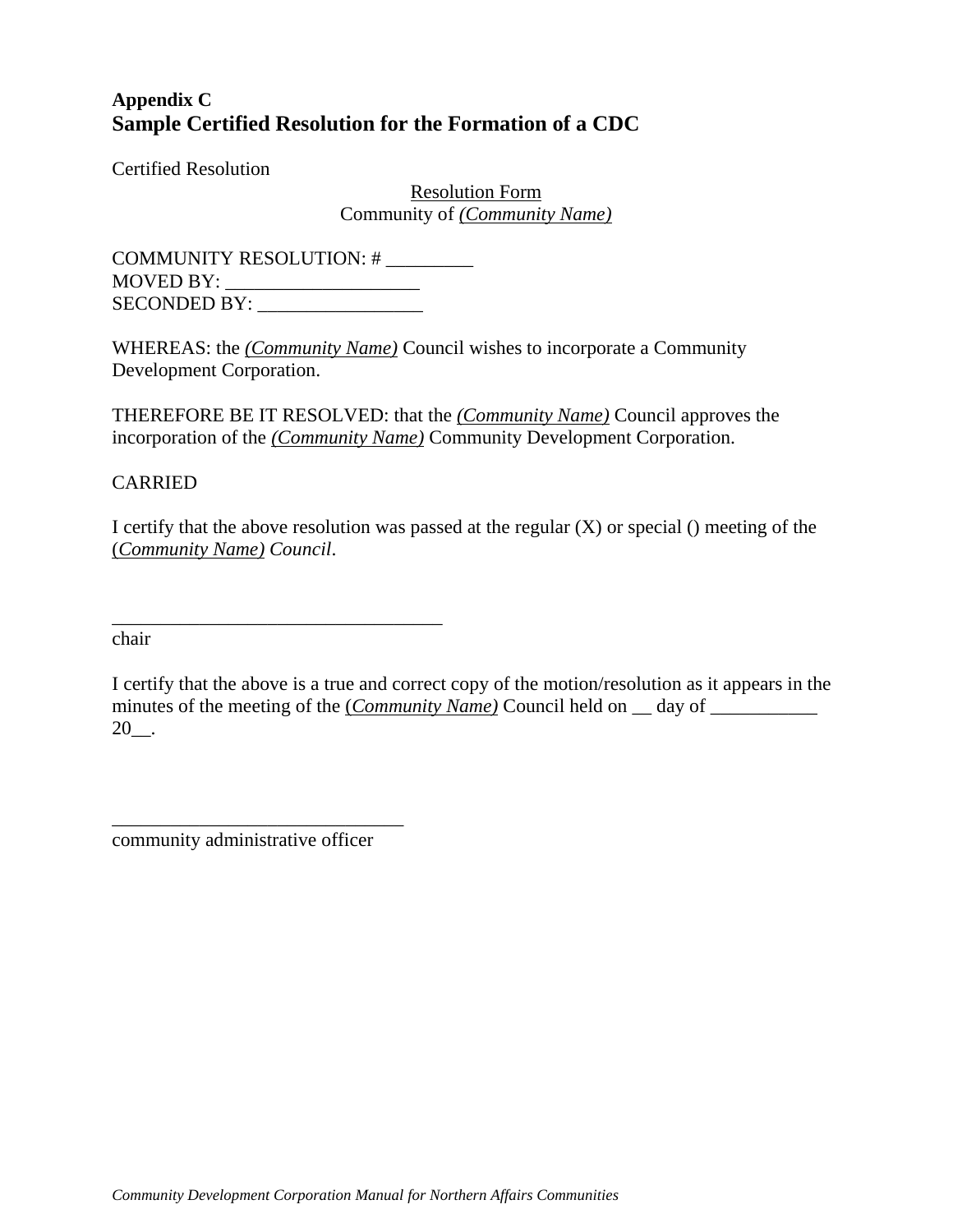**Appendix C**

## Sample Certified Resolution for the Formation of a CDC

Certified Resolution

Resolution Form
Community of *(Community Name)*

COMMUNITY RESOLUTION: # _________
MOVED BY: ____________________
SECONDED BY: _________________

WHEREAS: the *(Community Name)* Council wishes to incorporate a Community Development Corporation.

THEREFORE BE IT RESOLVED: that the *(Community Name)* Council approves the incorporation of the *(Community Name)* Community Development Corporation.

CARRIED

I certify that the above resolution was passed at the regular (X) or special () meeting of the (*Community Name) Council*.

__________________________________
chair

I certify that the above is a true and correct copy of the motion/resolution as it appears in the minutes of the meeting of the (*Community Name)* Council held on __ day of ___________ 20__.

______________________________
community administrative officer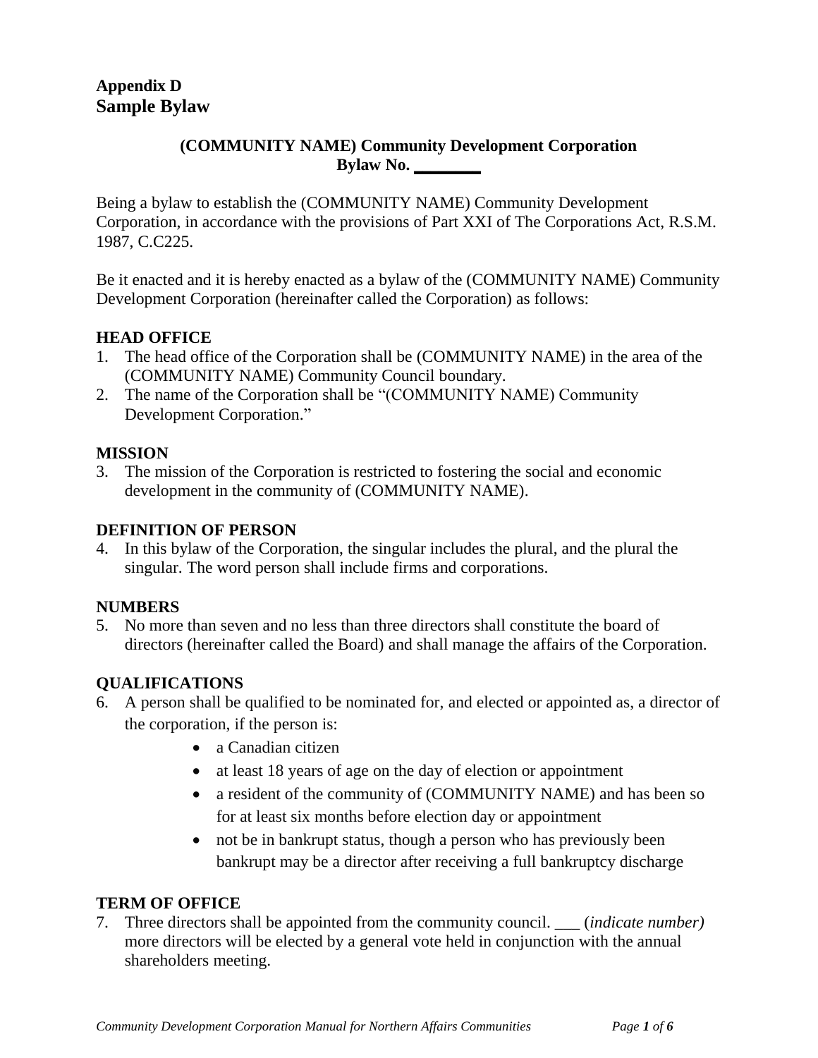# Appendix D
## Sample Bylaw

### (COMMUNITY NAME) Community Development Corporation
### Bylaw No. ________

Being a bylaw to establish the (COMMUNITY NAME) Community Development Corporation, in accordance with the provisions of Part XXI of The Corporations Act, R.S.M. 1987, C.C225.

Be it enacted and it is hereby enacted as a bylaw of the (COMMUNITY NAME) Community Development Corporation (hereinafter called the Corporation) as follows:

**HEAD OFFICE**

1. The head office of the Corporation shall be (COMMUNITY NAME) in the area of the (COMMUNITY NAME) Community Council boundary.
2. The name of the Corporation shall be "(COMMUNITY NAME) Community Development Corporation."

**MISSION**

3. The mission of the Corporation is restricted to fostering the social and economic development in the community of (COMMUNITY NAME).

**DEFINITION OF PERSON**

4. In this bylaw of the Corporation, the singular includes the plural, and the plural the singular. The word person shall include firms and corporations.

**NUMBERS**

5. No more than seven and no less than three directors shall constitute the board of directors (hereinafter called the Board) and shall manage the affairs of the Corporation.

**QUALIFICATIONS**

6. A person shall be qualified to be nominated for, and elected or appointed as, a director of the corporation, if the person is:
   - a Canadian citizen
   - at least 18 years of age on the day of election or appointment
   - a resident of the community of (COMMUNITY NAME) and has been so for at least six months before election day or appointment
   - not be in bankrupt status, though a person who has previously been bankrupt may be a director after receiving a full bankruptcy discharge

**TERM OF OFFICE**

7. Three directors shall be appointed from the community council. ___ (*indicate number)* more directors will be elected by a general vote held in conjunction with the annual shareholders meeting.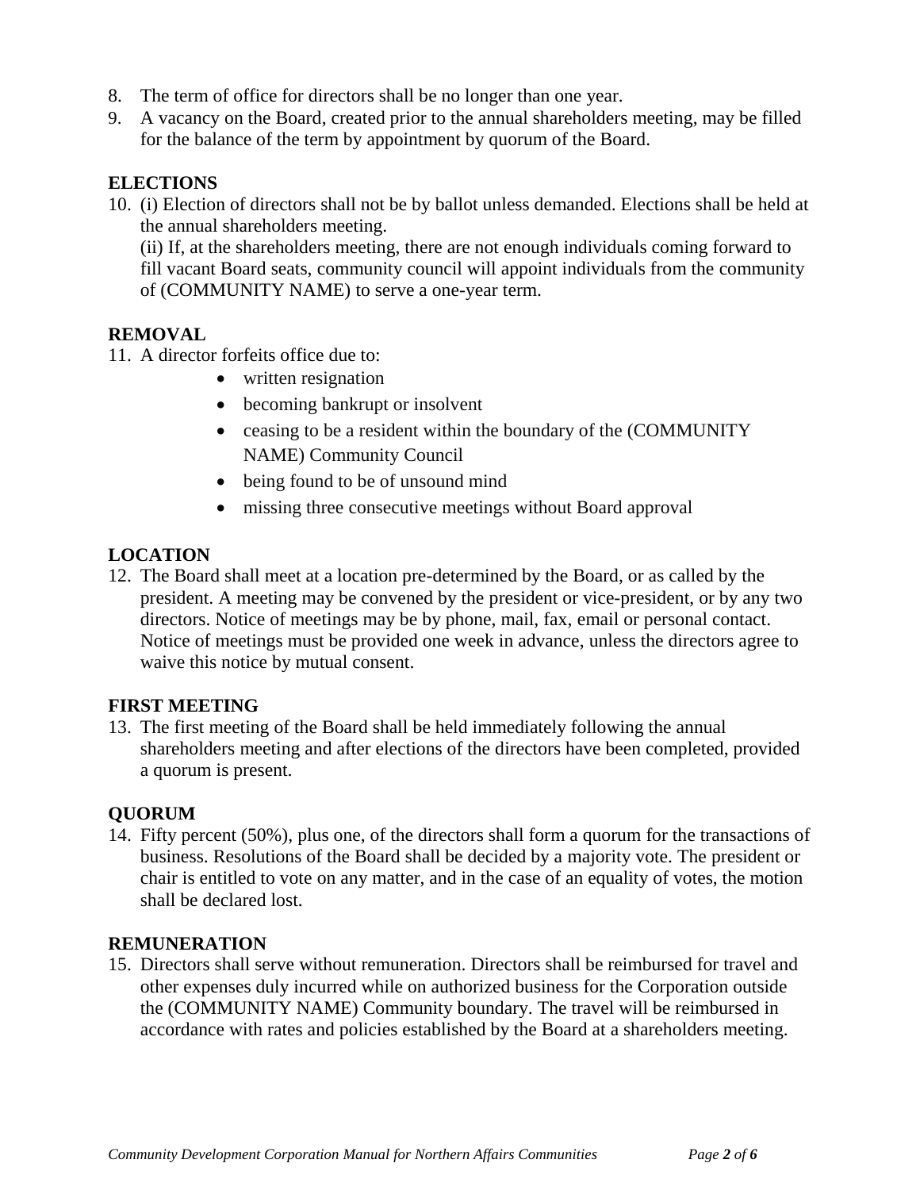8. The term of office for directors shall be no longer than one year.
9. A vacancy on the Board, created prior to the annual shareholders meeting, may be filled for the balance of the term by appointment by quorum of the Board.

**ELECTIONS**

10. (i) Election of directors shall not be by ballot unless demanded. Elections shall be held at the annual shareholders meeting.
    (ii) If, at the shareholders meeting, there are not enough individuals coming forward to fill vacant Board seats, community council will appoint individuals from the community of (COMMUNITY NAME) to serve a one-year term.

**REMOVAL**

11. A director forfeits office due to:
    - written resignation
    - becoming bankrupt or insolvent
    - ceasing to be a resident within the boundary of the (COMMUNITY NAME) Community Council
    - being found to be of unsound mind
    - missing three consecutive meetings without Board approval

**LOCATION**

12. The Board shall meet at a location pre-determined by the Board, or as called by the president. A meeting may be convened by the president or vice-president, or by any two directors. Notice of meetings may be by phone, mail, fax, email or personal contact. Notice of meetings must be provided one week in advance, unless the directors agree to waive this notice by mutual consent.

**FIRST MEETING**

13. The first meeting of the Board shall be held immediately following the annual shareholders meeting and after elections of the directors have been completed, provided a quorum is present.

**QUORUM**

14. Fifty percent (50%), plus one, of the directors shall form a quorum for the transactions of business. Resolutions of the Board shall be decided by a majority vote. The president or chair is entitled to vote on any matter, and in the case of an equality of votes, the motion shall be declared lost.

**REMUNERATION**

15. Directors shall serve without remuneration. Directors shall be reimbursed for travel and other expenses duly incurred while on authorized business for the Corporation outside the (COMMUNITY NAME) Community boundary. The travel will be reimbursed in accordance with rates and policies established by the Board at a shareholders meeting.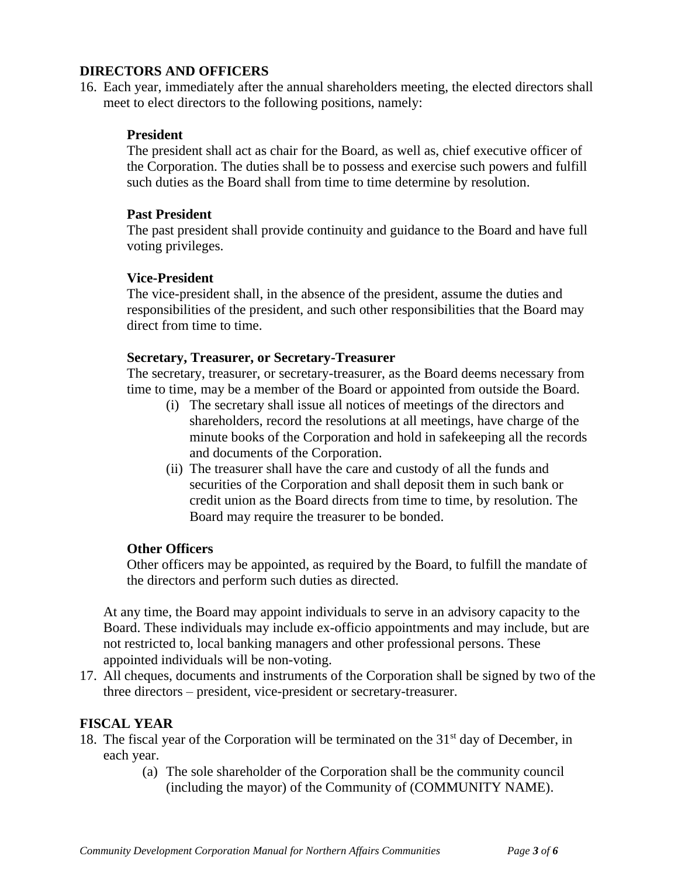## DIRECTORS AND OFFICERS

16. Each year, immediately after the annual shareholders meeting, the elected directors shall meet to elect directors to the following positions, namely:

    **President**
    The president shall act as chair for the Board, as well as, chief executive officer of the Corporation. The duties shall be to possess and exercise such powers and fulfill such duties as the Board shall from time to time determine by resolution.

    **Past President**
    The past president shall provide continuity and guidance to the Board and have full voting privileges.

    **Vice-President**
    The vice-president shall, in the absence of the president, assume the duties and responsibilities of the president, and such other responsibilities that the Board may direct from time to time.

    **Secretary, Treasurer, or Secretary-Treasurer**
    The secretary, treasurer, or secretary-treasurer, as the Board deems necessary from time to time, may be a member of the Board or appointed from outside the Board.

    (i) The secretary shall issue all notices of meetings of the directors and shareholders, record the resolutions at all meetings, have charge of the minute books of the Corporation and hold in safekeeping all the records and documents of the Corporation.
    (ii) The treasurer shall have the care and custody of all the funds and securities of the Corporation and shall deposit them in such bank or credit union as the Board directs from time to time, by resolution. The Board may require the treasurer to be bonded.

    **Other Officers**
    Other officers may be appointed, as required by the Board, to fulfill the mandate of the directors and perform such duties as directed.

    At any time, the Board may appoint individuals to serve in an advisory capacity to the Board. These individuals may include ex-officio appointments and may include, but are not restricted to, local banking managers and other professional persons. These appointed individuals will be non-voting.

17. All cheques, documents and instruments of the Corporation shall be signed by two of the three directors – president, vice-president or secretary-treasurer.

## FISCAL YEAR

18. The fiscal year of the Corporation will be terminated on the 31st day of December, in each year.
    (a) The sole shareholder of the Corporation shall be the community council (including the mayor) of the Community of (COMMUNITY NAME).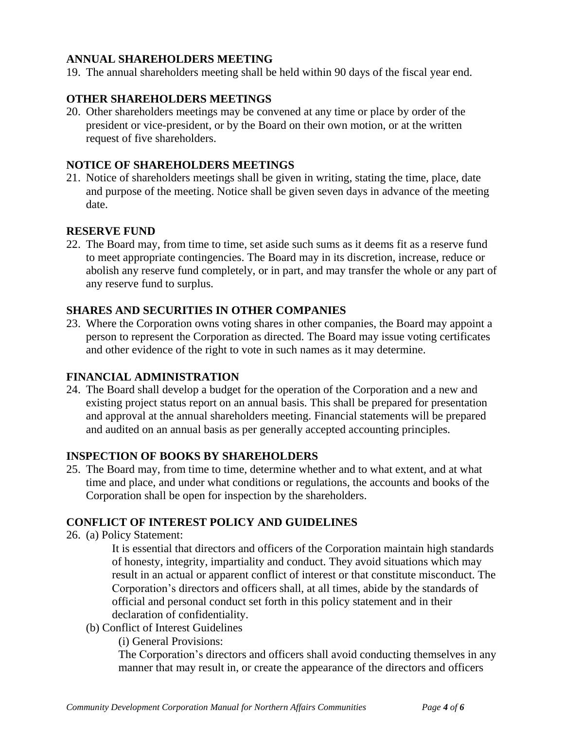**ANNUAL SHAREHOLDERS MEETING**

19. The annual shareholders meeting shall be held within 90 days of the fiscal year end.

**OTHER SHAREHOLDERS MEETINGS**

20. Other shareholders meetings may be convened at any time or place by order of the president or vice-president, or by the Board on their own motion, or at the written request of five shareholders.

**NOTICE OF SHAREHOLDERS MEETINGS**

21. Notice of shareholders meetings shall be given in writing, stating the time, place, date and purpose of the meeting. Notice shall be given seven days in advance of the meeting date.

**RESERVE FUND**

22. The Board may, from time to time, set aside such sums as it deems fit as a reserve fund to meet appropriate contingencies. The Board may in its discretion, increase, reduce or abolish any reserve fund completely, or in part, and may transfer the whole or any part of any reserve fund to surplus.

**SHARES AND SECURITIES IN OTHER COMPANIES**

23. Where the Corporation owns voting shares in other companies, the Board may appoint a person to represent the Corporation as directed. The Board may issue voting certificates and other evidence of the right to vote in such names as it may determine.

**FINANCIAL ADMINISTRATION**

24. The Board shall develop a budget for the operation of the Corporation and a new and existing project status report on an annual basis. This shall be prepared for presentation and approval at the annual shareholders meeting. Financial statements will be prepared and audited on an annual basis as per generally accepted accounting principles.

**INSPECTION OF BOOKS BY SHAREHOLDERS**

25. The Board may, from time to time, determine whether and to what extent, and at what time and place, and under what conditions or regulations, the accounts and books of the Corporation shall be open for inspection by the shareholders.

**CONFLICT OF INTEREST POLICY AND GUIDELINES**

26. (a) Policy Statement:

    It is essential that directors and officers of the Corporation maintain high standards of honesty, integrity, impartiality and conduct. They avoid situations which may result in an actual or apparent conflict of interest or that constitute misconduct. The Corporation's directors and officers shall, at all times, abide by the standards of official and personal conduct set forth in this policy statement and in their declaration of confidentiality.

    (b) Conflict of Interest Guidelines

    (i) General Provisions:

    The Corporation's directors and officers shall avoid conducting themselves in any manner that may result in, or create the appearance of the directors and officers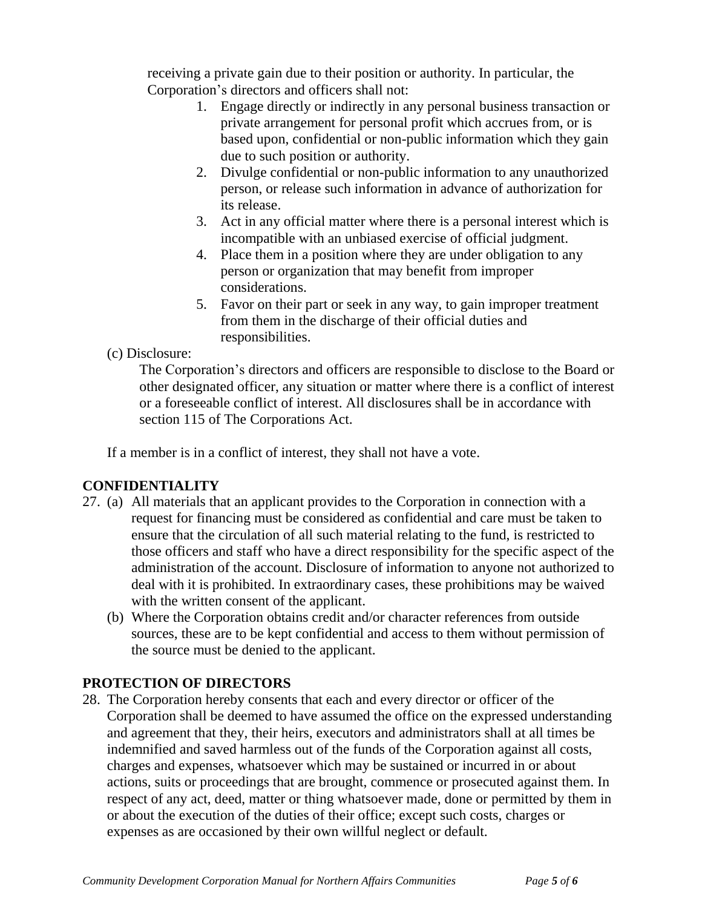receiving a private gain due to their position or authority. In particular, the Corporation's directors and officers shall not:

1. Engage directly or indirectly in any personal business transaction or private arrangement for personal profit which accrues from, or is based upon, confidential or non-public information which they gain due to such position or authority.
2. Divulge confidential or non-public information to any unauthorized person, or release such information in advance of authorization for its release.
3. Act in any official matter where there is a personal interest which is incompatible with an unbiased exercise of official judgment.
4. Place them in a position where they are under obligation to any person or organization that may benefit from improper considerations.
5. Favor on their part or seek in any way, to gain improper treatment from them in the discharge of their official duties and responsibilities.

(c) Disclosure:

The Corporation's directors and officers are responsible to disclose to the Board or other designated officer, any situation or matter where there is a conflict of interest or a foreseeable conflict of interest. All disclosures shall be in accordance with section 115 of The Corporations Act.

If a member is in a conflict of interest, they shall not have a vote.

## CONFIDENTIALITY

27. (a) All materials that an applicant provides to the Corporation in connection with a request for financing must be considered as confidential and care must be taken to ensure that the circulation of all such material relating to the fund, is restricted to those officers and staff who have a direct responsibility for the specific aspect of the administration of the account. Disclosure of information to anyone not authorized to deal with it is prohibited. In extraordinary cases, these prohibitions may be waived with the written consent of the applicant.

    (b) Where the Corporation obtains credit and/or character references from outside sources, these are to be kept confidential and access to them without permission of the source must be denied to the applicant.

## PROTECTION OF DIRECTORS

28. The Corporation hereby consents that each and every director or officer of the Corporation shall be deemed to have assumed the office on the expressed understanding and agreement that they, their heirs, executors and administrators shall at all times be indemnified and saved harmless out of the funds of the Corporation against all costs, charges and expenses, whatsoever which may be sustained or incurred in or about actions, suits or proceedings that are brought, commence or prosecuted against them. In respect of any act, deed, matter or thing whatsoever made, done or permitted by them in or about the execution of the duties of their office; except such costs, charges or expenses as are occasioned by their own willful neglect or default.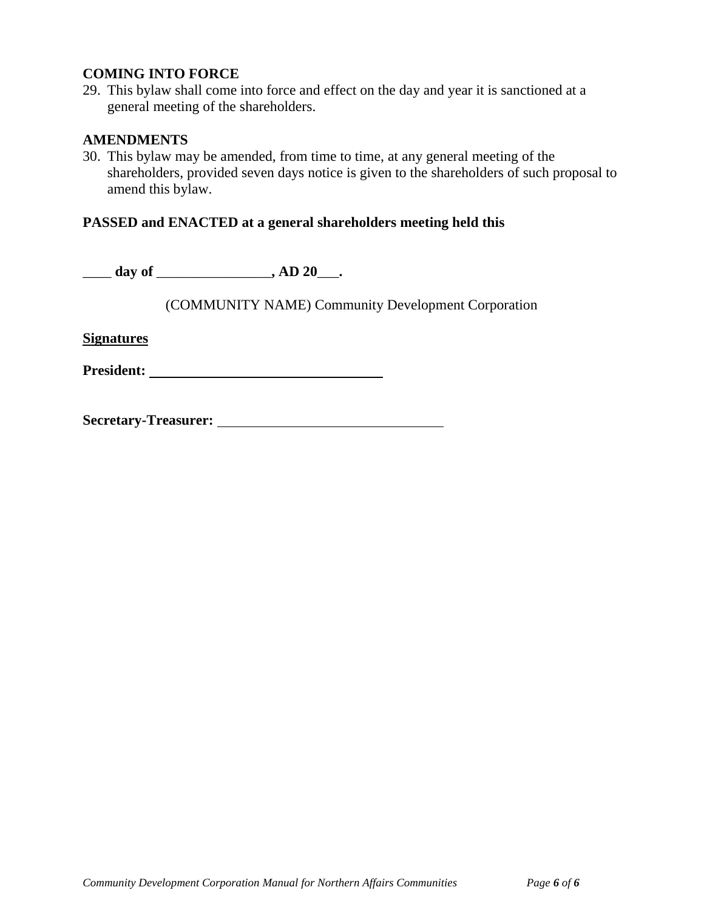**COMING INTO FORCE**

29. This bylaw shall come into force and effect on the day and year it is sanctioned at a general meeting of the shareholders.

**AMENDMENTS**

30. This bylaw may be amended, from time to time, at any general meeting of the shareholders, provided seven days notice is given to the shareholders of such proposal to amend this bylaw.

**PASSED and ENACTED at a general shareholders meeting held this**

**____ day of ________________, AD 20___.**

(COMMUNITY NAME) Community Development Corporation

**Signatures**

**President:** ________________________________

**Secretary-Treasurer:** ________________________________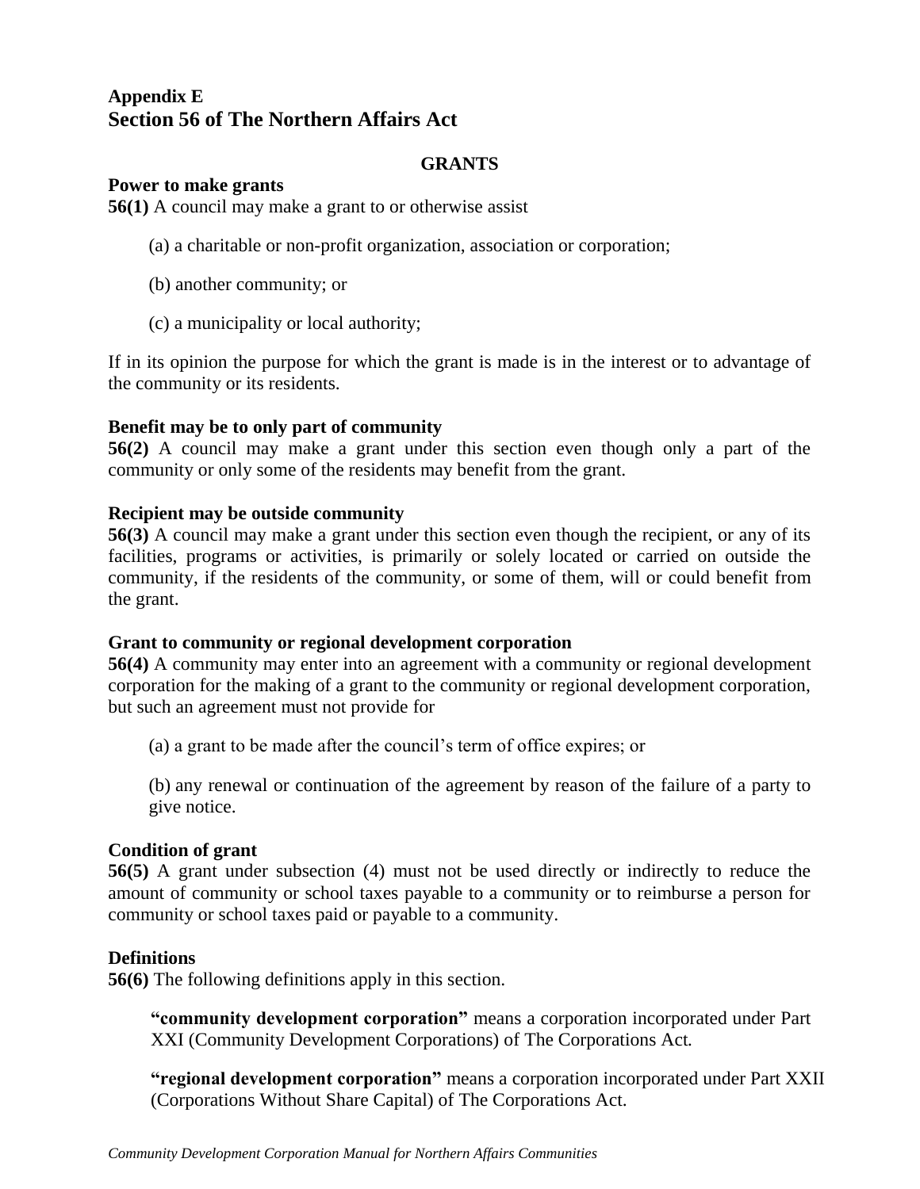## Appendix E
# Section 56 of The Northern Affairs Act

### GRANTS

**Power to make grants**
**56(1)** A council may make a grant to or otherwise assist

(a) a charitable or non-profit organization, association or corporation;

(b) another community; or

(c) a municipality or local authority;

If in its opinion the purpose for which the grant is made is in the interest or to advantage of the community or its residents.

**Benefit may be to only part of community**
**56(2)** A council may make a grant under this section even though only a part of the community or only some of the residents may benefit from the grant.

**Recipient may be outside community**
**56(3)** A council may make a grant under this section even though the recipient, or any of its facilities, programs or activities, is primarily or solely located or carried on outside the community, if the residents of the community, or some of them, will or could benefit from the grant.

**Grant to community or regional development corporation**
**56(4)** A community may enter into an agreement with a community or regional development corporation for the making of a grant to the community or regional development corporation, but such an agreement must not provide for

(a) a grant to be made after the council's term of office expires; or

(b) any renewal or continuation of the agreement by reason of the failure of a party to give notice.

**Condition of grant**
**56(5)** A grant under subsection (4) must not be used directly or indirectly to reduce the amount of community or school taxes payable to a community or to reimburse a person for community or school taxes paid or payable to a community.

**Definitions**
**56(6)** The following definitions apply in this section.

**"community development corporation"** means a corporation incorporated under Part XXI (Community Development Corporations) of The Corporations Act.

**"regional development corporation"** means a corporation incorporated under Part XXII (Corporations Without Share Capital) of The Corporations Act.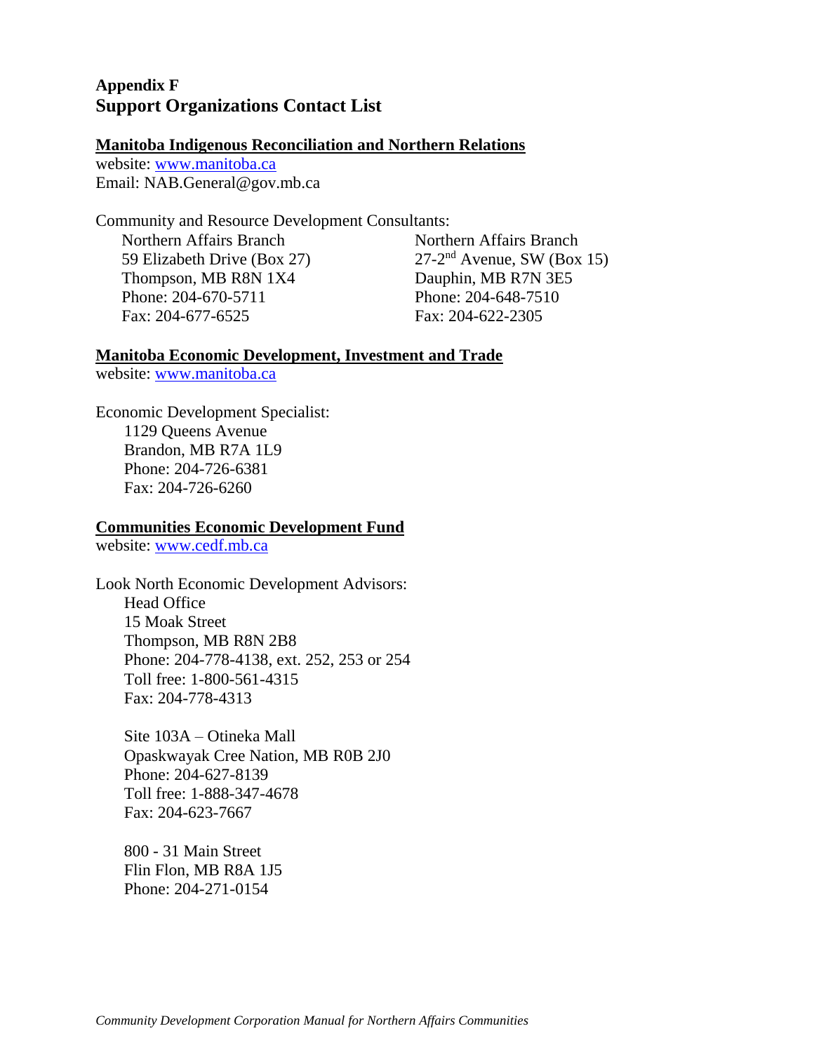**Appendix F**

## Support Organizations Contact List

**Manitoba Indigenous Reconciliation and Northern Relations**

website: www.manitoba.ca
Email: NAB.General@gov.mb.ca

Community and Resource Development Consultants:

Northern Affairs Branch
59 Elizabeth Drive (Box 27)
Thompson, MB R8N 1X4
Phone: 204-670-5711
Fax: 204-677-6525

Northern Affairs Branch
27-2nd Avenue, SW (Box 15)
Dauphin, MB R7N 3E5
Phone: 204-648-7510
Fax: 204-622-2305

**Manitoba Economic Development, Investment and Trade**

website: www.manitoba.ca

Economic Development Specialist:
1129 Queens Avenue
Brandon, MB R7A 1L9
Phone: 204-726-6381
Fax: 204-726-6260

**Communities Economic Development Fund**

website: www.cedf.mb.ca

Look North Economic Development Advisors:

Head Office
15 Moak Street
Thompson, MB R8N 2B8
Phone: 204-778-4138, ext. 252, 253 or 254
Toll free: 1-800-561-4315
Fax: 204-778-4313

Site 103A – Otineka Mall
Opaskwayak Cree Nation, MB R0B 2J0
Phone: 204-627-8139
Toll free: 1-888-347-4678
Fax: 204-623-7667

800 - 31 Main Street
Flin Flon, MB R8A 1J5
Phone: 204-271-0154